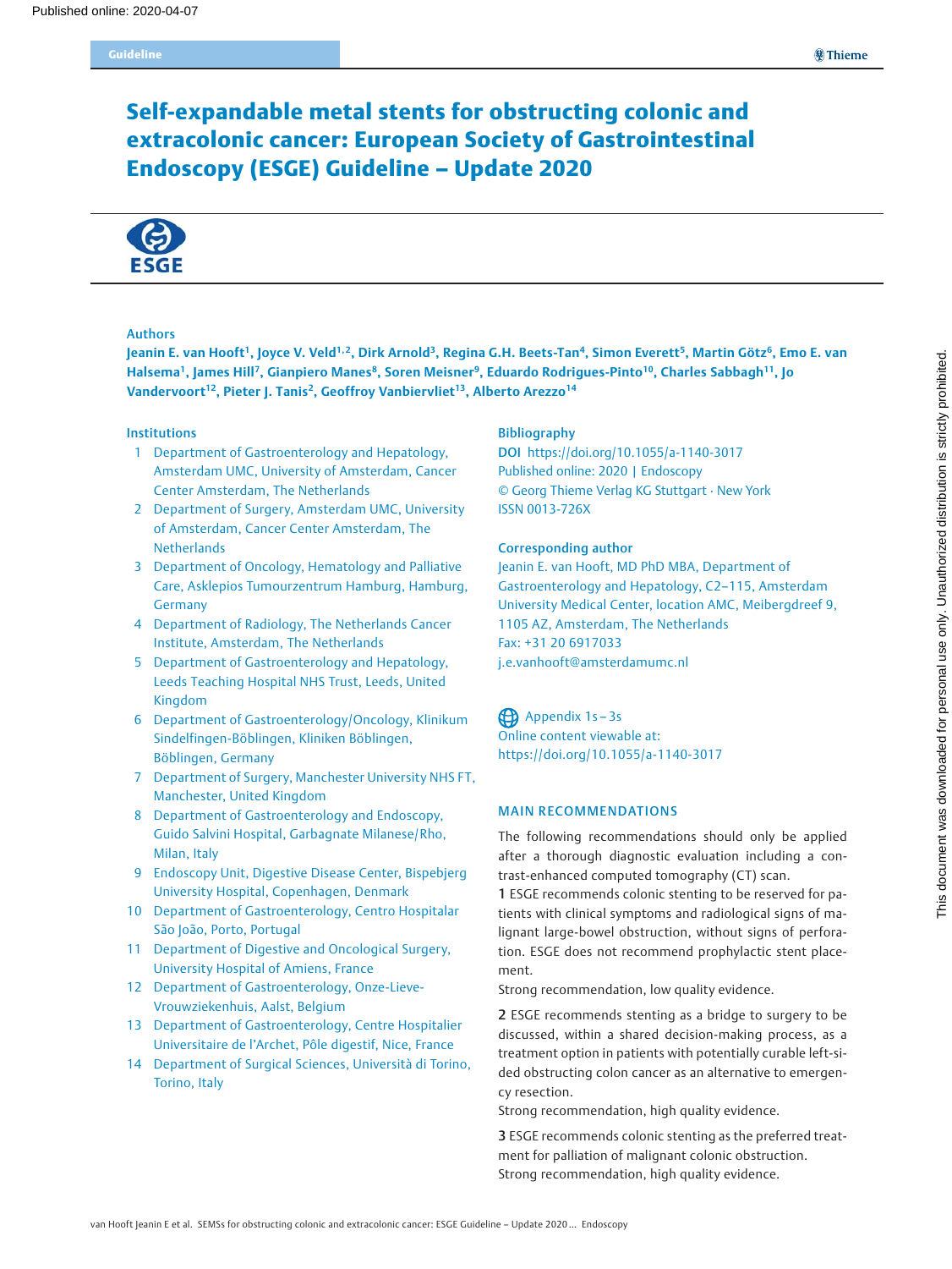# Self-expandable metal stents for obstructing colonic and extracolonic cancer: European Society of Gastrointestinal Endoscopy (ESGE) Guideline – Update 2020

## Authors

Jeanin E. van Hooft[1], Joyce V. Veld[1,2], Dirk Arnold[3], Regina G.H. Beets-Tan[4], Simon Everett[5], Martin Götz[6], Emo E. van Halsema[1], James Hill[7], Gianpiero Manes[8], Soren Meisner[9], Eduardo Rodrigues-Pinto[10], Charles Sabbagh[11], Jo Vandervoort[12], Pieter J. Tanis[2], Geoffroy Vanbiervliet[13], Alberto Arezzo[14]

## Institutions

1. Department of Gastroenterology and Hepatology, Amsterdam UMC, University of Amsterdam, Cancer Center Amsterdam, The Netherlands
2. Department of Surgery, Amsterdam UMC, University of Amsterdam, Cancer Center Amsterdam, The Netherlands
3. Department of Oncology, Hematology and Palliative Care, Asklepios Tumourzentrum Hamburg, Hamburg, Germany
4. Department of Radiology, The Netherlands Cancer Institute, Amsterdam, The Netherlands
5. Department of Gastroenterology and Hepatology, Leeds Teaching Hospital NHS Trust, Leeds, United Kingdom
6. Department of Gastroenterology/Oncology, Klinikum Sindelfingen-Böblingen, Kliniken Böblingen, Böblingen, Germany
7. Department of Surgery, Manchester University NHS FT, Manchester, United Kingdom
8. Department of Gastroenterology and Endoscopy, Guido Salvini Hospital, Garbagnate Milanese/Rho, Milan, Italy
9. Endoscopy Unit, Digestive Disease Center, Bispebjerg University Hospital, Copenhagen, Denmark
10. Department of Gastroenterology, Centro Hospitalar São João, Porto, Portugal
11. Department of Digestive and Oncological Surgery, University Hospital of Amiens, France
12. Department of Gastroenterology, Onze-Lieve-Vrouwziekenhuis, Aalst, Belgium
13. Department of Gastroenterology, Centre Hospitalier Universitaire de l'Archet, Pôle digestif, Nice, France
14. Department of Surgical Sciences, Università di Torino, Torino, Italy

## Bibliography

DOI https://doi.org/10.1055/a-1140-3017
Published online: 2020 | Endoscopy
© Georg Thieme Verlag KG Stuttgart · New York
ISSN 0013-726X

## Corresponding author

Jeanin E. van Hooft, MD PhD MBA, Department of Gastroenterology and Hepatology, C2–115, Amsterdam University Medical Center, location AMC, Meibergdreef 9, 1105 AZ, Amsterdam, The Netherlands
Fax: +31 20 6917033
j.e.vanhooft@amsterdamumc.nl

Appendix 1s – 3s
Online content viewable at:
https://doi.org/10.1055/a-1140-3017

## MAIN RECOMMENDATIONS

The following recommendations should only be applied after a thorough diagnostic evaluation including a contrast-enhanced computed tomography (CT) scan.

**1** ESGE recommends colonic stenting to be reserved for patients with clinical symptoms and radiological signs of malignant large-bowel obstruction, without signs of perforation. ESGE does not recommend prophylactic stent placement.
Strong recommendation, low quality evidence.

**2** ESGE recommends stenting as a bridge to surgery to be discussed, within a shared decision-making process, as a treatment option in patients with potentially curable left-sided obstructing colon cancer as an alternative to emergency resection.
Strong recommendation, high quality evidence.

**3** ESGE recommends colonic stenting as the preferred treatment for palliation of malignant colonic obstruction.
Strong recommendation, high quality evidence.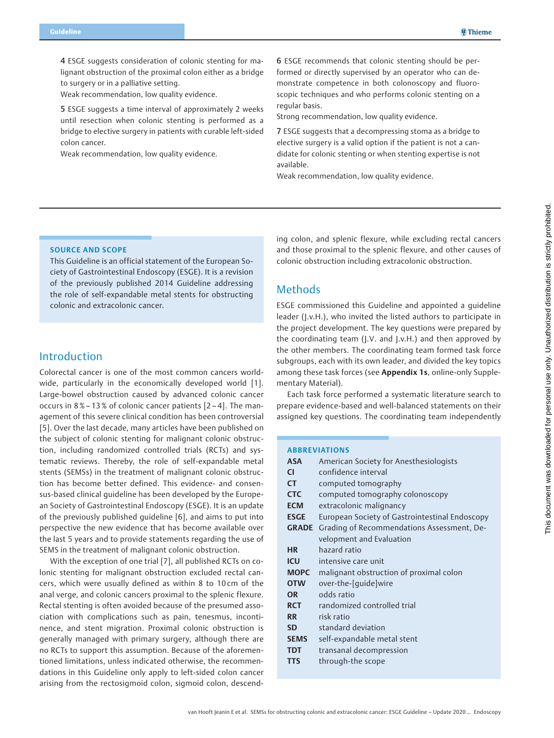4 ESGE suggests consideration of colonic stenting for malignant obstruction of the proximal colon either as a bridge to surgery or in a palliative setting.
Weak recommendation, low quality evidence.

5 ESGE suggests a time interval of approximately 2 weeks until resection when colonic stenting is performed as a bridge to elective surgery in patients with curable left-sided colon cancer.
Weak recommendation, low quality evidence.

6 ESGE recommends that colonic stenting should be performed or directly supervised by an operator who can demonstrate competence in both colonoscopy and fluoroscopic techniques and who performs colonic stenting on a regular basis.
Strong recommendation, low quality evidence.

7 ESGE suggests that a decompressing stoma as a bridge to elective surgery is a valid option if the patient is not a candidate for colonic stenting or when stenting expertise is not available.
Weak recommendation, low quality evidence.

**SOURCE AND SCOPE**

This Guideline is an official statement of the European Society of Gastrointestinal Endoscopy (ESGE). It is a revision of the previously published 2014 Guideline addressing the role of self-expandable metal stents for obstructing colonic and extracolonic cancer.

## Introduction

Colorectal cancer is one of the most common cancers worldwide, particularly in the economically developed world [1]. Large-bowel obstruction caused by advanced colonic cancer occurs in 8 % – 13 % of colonic cancer patients [2 – 4]. The management of this severe clinical condition has been controversial [5]. Over the last decade, many articles have been published on the subject of colonic stenting for malignant colonic obstruction, including randomized controlled trials (RCTs) and systematic reviews. Thereby, the role of self-expandable metal stents (SEMSs) in the treatment of malignant colonic obstruction has become better defined. This evidence- and consensus-based clinical guideline has been developed by the European Society of Gastrointestinal Endoscopy (ESGE). It is an update of the previously published guideline [6], and aims to put into perspective the new evidence that has become available over the last 5 years and to provide statements regarding the use of SEMS in the treatment of malignant colonic obstruction.

With the exception of one trial [7], all published RCTs on colonic stenting for malignant obstruction excluded rectal cancers, which were usually defined as within 8 to 10 cm of the anal verge, and colonic cancers proximal to the splenic flexure. Rectal stenting is often avoided because of the presumed association with complications such as pain, tenesmus, incontinence, and stent migration. Proximal colonic obstruction is generally managed with primary surgery, although there are no RCTs to support this assumption. Because of the aforementioned limitations, unless indicated otherwise, the recommendations in this Guideline only apply to left-sided colon cancer arising from the rectosigmoid colon, sigmoid colon, descending colon, and splenic flexure, while excluding rectal cancers and those proximal to the splenic flexure, and other causes of colonic obstruction including extracolonic obstruction.

## Methods

ESGE commissioned this Guideline and appointed a guideline leader (J.v.H.), who invited the listed authors to participate in the project development. The key questions were prepared by the coordinating team (J.V. and J.v.H.) and then approved by the other members. The coordinating team formed task force subgroups, each with its own leader, and divided the key topics among these task forces (see **Appendix 1s**, online-only Supplementary Material).

Each task force performed a systematic literature search to prepare evidence-based and well-balanced statements on their assigned key questions. The coordinating team independently

**ABBREVIATIONS**

| | |
|---|---|
| **ASA** | American Society for Anesthesiologists |
| **CI** | confidence interval |
| **CT** | computed tomography |
| **CTC** | computed tomography colonoscopy |
| **ECM** | extracolonic malignancy |
| **ESGE** | European Society of Gastrointestinal Endoscopy |
| **GRADE** | Grading of Recommendations Assessment, Development and Evaluation |
| **HR** | hazard ratio |
| **ICU** | intensive care unit |
| **MOPC** | malignant obstruction of proximal colon |
| **OTW** | over-the-[guide]wire |
| **OR** | odds ratio |
| **RCT** | randomized controlled trial |
| **RR** | risk ratio |
| **SD** | standard deviation |
| **SEMS** | self-expandable metal stent |
| **TDT** | transanal decompression |
| **TTS** | through-the scope |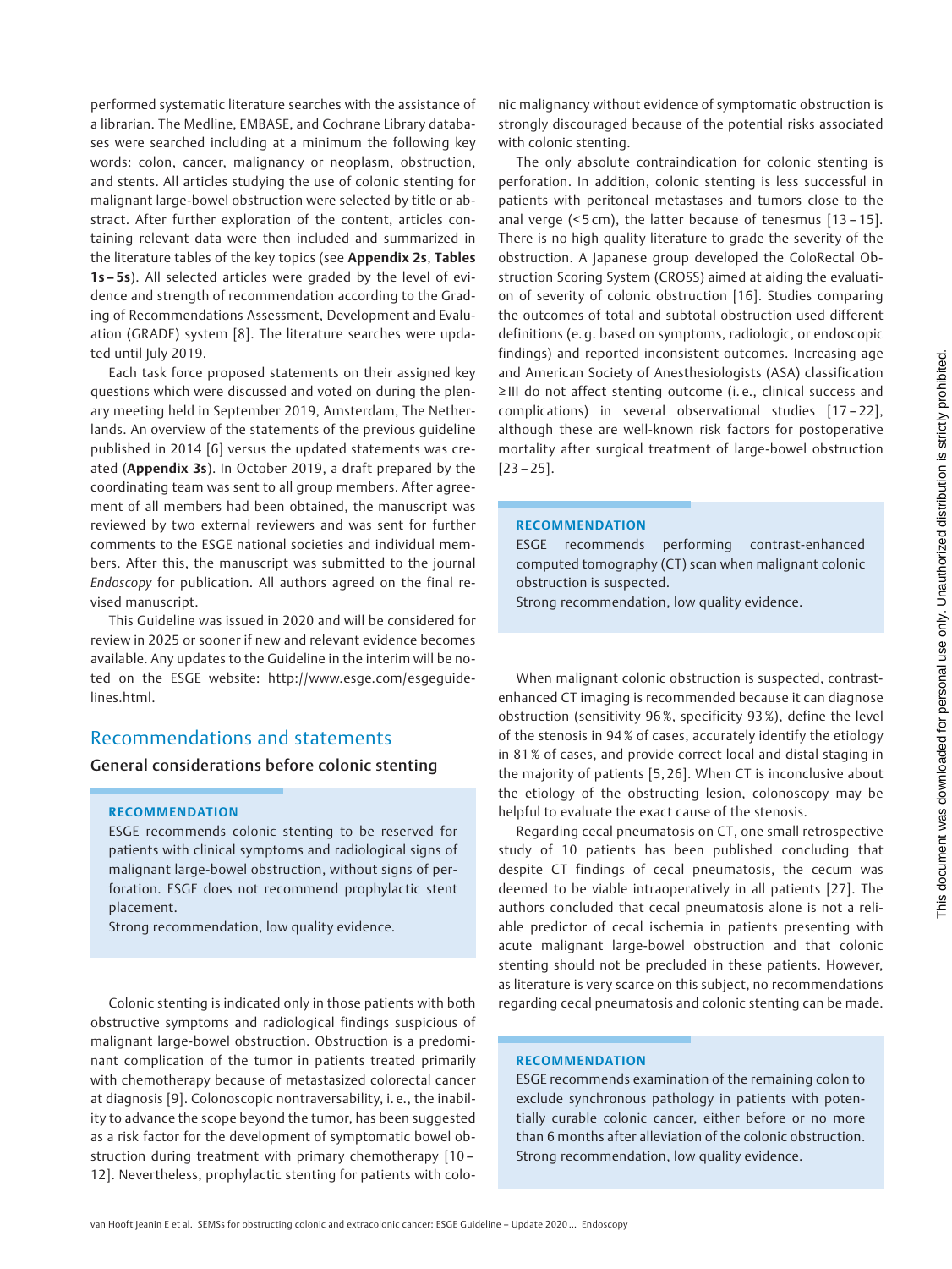performed systematic literature searches with the assistance of a librarian. The Medline, EMBASE, and Cochrane Library databases were searched including at a minimum the following key words: colon, cancer, malignancy or neoplasm, obstruction, and stents. All articles studying the use of colonic stenting for malignant large-bowel obstruction were selected by title or abstract. After further exploration of the content, articles containing relevant data were then included and summarized in the literature tables of the key topics (see **Appendix 2s**, **Tables 1s – 5s**). All selected articles were graded by the level of evidence and strength of recommendation according to the Grading of Recommendations Assessment, Development and Evaluation (GRADE) system [8]. The literature searches were updated until July 2019.

Each task force proposed statements on their assigned key questions which were discussed and voted on during the plenary meeting held in September 2019, Amsterdam, The Netherlands. An overview of the statements of the previous guideline published in 2014 [6] versus the updated statements was created (**Appendix 3s**). In October 2019, a draft prepared by the coordinating team was sent to all group members. After agreement of all members had been obtained, the manuscript was reviewed by two external reviewers and was sent for further comments to the ESGE national societies and individual members. After this, the manuscript was submitted to the journal *Endoscopy* for publication. All authors agreed on the final revised manuscript.

This Guideline was issued in 2020 and will be considered for review in 2025 or sooner if new and relevant evidence becomes available. Any updates to the Guideline in the interim will be noted on the ESGE website: http://www.esge.com/esgeguidelines.html.

## Recommendations and statements

### General considerations before colonic stenting

> **RECOMMENDATION**
>
> ESGE recommends colonic stenting to be reserved for patients with clinical symptoms and radiological signs of malignant large-bowel obstruction, without signs of perforation. ESGE does not recommend prophylactic stent placement.
>
> Strong recommendation, low quality evidence.

Colonic stenting is indicated only in those patients with both obstructive symptoms and radiological findings suspicious of malignant large-bowel obstruction. Obstruction is a predominant complication of the tumor in patients treated primarily with chemotherapy because of metastasized colorectal cancer at diagnosis [9]. Colonoscopic nontraversability, i. e., the inability to advance the scope beyond the tumor, has been suggested as a risk factor for the development of symptomatic bowel obstruction during treatment with primary chemotherapy [10 – 12]. Nevertheless, prophylactic stenting for patients with colonic malignancy without evidence of symptomatic obstruction is strongly discouraged because of the potential risks associated with colonic stenting.

The only absolute contraindication for colonic stenting is perforation. In addition, colonic stenting is less successful in patients with peritoneal metastases and tumors close to the anal verge (<5 cm), the latter because of tenesmus [13 – 15]. There is no high quality literature to grade the severity of the obstruction. A Japanese group developed the ColoRectal Obstruction Scoring System (CROSS) aimed at aiding the evaluation of severity of colonic obstruction [16]. Studies comparing the outcomes of total and subtotal obstruction used different definitions (e. g. based on symptoms, radiologic, or endoscopic findings) and reported inconsistent outcomes. Increasing age and American Society of Anesthesiologists (ASA) classification ≥ III do not affect stenting outcome (i. e. clinical success and complications) in several observational studies [17 – 22], although these are well-known risk factors for postoperative mortality after surgical treatment of large-bowel obstruction [23 – 25].

> **RECOMMENDATION**
>
> ESGE recommends performing contrast-enhanced computed tomography (CT) scan when malignant colonic obstruction is suspected.
>
> Strong recommendation, low quality evidence.

When malignant colonic obstruction is suspected, contrast-enhanced CT imaging is recommended because it can diagnose obstruction (sensitivity 96 %, specificity 93 %), define the level of the stenosis in 94 % of cases, accurately identify the etiology in 81 % of cases, and provide correct local and distal staging in the majority of patients [5, 26]. When CT is inconclusive about the etiology of the obstructing lesion, colonoscopy may be helpful to evaluate the exact cause of the stenosis.

Regarding cecal pneumatosis on CT, one small retrospective study of 10 patients has been published concluding that despite CT findings of cecal pneumatosis, the cecum was deemed to be viable intraoperatively in all patients [27]. The authors concluded that cecal pneumatosis alone is not a reliable predictor of cecal ischemia in patients presenting with acute malignant large-bowel obstruction and that colonic stenting should not be precluded in these patients. However, as literature is very scarce on this subject, no recommendations regarding cecal pneumatosis and colonic stenting can be made.

> **RECOMMENDATION**
>
> ESGE recommends examination of the remaining colon to exclude synchronous pathology in patients with potentially curable colonic cancer, either before or no more than 6 months after alleviation of the colonic obstruction.
>
> Strong recommendation, low quality evidence.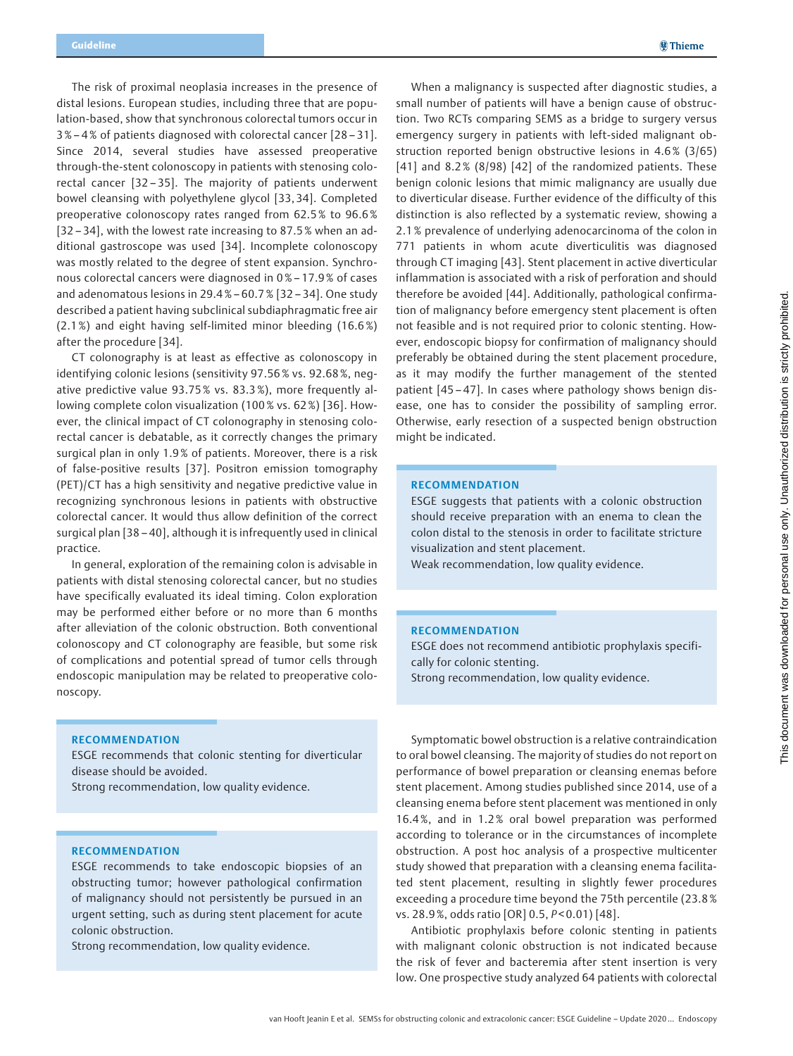The risk of proximal neoplasia increases in the presence of distal lesions. European studies, including three that are population-based, show that synchronous colorectal tumors occur in 3 %–4 % of patients diagnosed with colorectal cancer [28–31]. Since 2014, several studies have assessed preoperative through-the-stent colonoscopy in patients with stenosing colorectal cancer [32–35]. The majority of patients underwent bowel cleansing with polyethylene glycol [33, 34]. Completed preoperative colonoscopy rates ranged from 62.5 % to 96.6 % [32–34], with the lowest rate increasing to 87.5 % when an additional gastroscope was used [34]. Incomplete colonoscopy was mostly related to the degree of stent expansion. Synchronous colorectal cancers were diagnosed in 0 %–17.9 % of cases and adenomatous lesions in 29.4 %–60.7 % [32–34]. One study described a patient having subclinical subdiaphragmatic free air (2.1 %) and eight having self-limited minor bleeding (16.6 %) after the procedure [34].

CT colonography is at least as effective as colonoscopy in identifying colonic lesions (sensitivity 97.56 % vs. 92.68 %, negative predictive value 93.75 % vs. 83.3 %), more frequently allowing complete colon visualization (100 % vs. 62 %) [36]. However, the clinical impact of CT colonography in stenosing colorectal cancer is debatable, as it correctly changes the primary surgical plan in only 1.9 % of patients. Moreover, there is a risk of false-positive results [37]. Positron emission tomography (PET)/CT has a high sensitivity and negative predictive value in recognizing synchronous lesions in patients with obstructive colorectal cancer. It would thus allow definition of the correct surgical plan [38–40], although it is infrequently used in clinical practice.

In general, exploration of the remaining colon is advisable in patients with distal stenosing colorectal cancer, but no studies have specifically evaluated its ideal timing. Colon exploration may be performed either before or no more than 6 months after alleviation of the colonic obstruction. Both conventional colonoscopy and CT colonography are feasible, but some risk of complications and potential spread of tumor cells through endoscopic manipulation may be related to preoperative colonoscopy.

**RECOMMENDATION**
ESGE recommends that colonic stenting for diverticular disease should be avoided.
Strong recommendation, low quality evidence.

**RECOMMENDATION**
ESGE recommends to take endoscopic biopsies of an obstructing tumor; however pathological confirmation of malignancy should not persistently be pursued in an urgent setting, such as during stent placement for acute colonic obstruction.
Strong recommendation, low quality evidence.

When a malignancy is suspected after diagnostic studies, a small number of patients will have a benign cause of obstruction. Two RCTs comparing SEMS as a bridge to surgery versus emergency surgery in patients with left-sided malignant obstruction reported benign obstructive lesions in 4.6 % (3/65) [41] and 8.2 % (8/98) [42] of the randomized patients. These benign colonic lesions that mimic malignancy are usually due to diverticular disease. Further evidence of the difficulty of this distinction is also reflected by a systematic review, showing a 2.1 % prevalence of underlying adenocarcinoma of the colon in 771 patients in whom acute diverticulitis was diagnosed through CT imaging [43]. Stent placement in active diverticular inflammation is associated with a risk of perforation and should therefore be avoided [44]. Additionally, pathological confirmation of malignancy before emergency stent placement is often not feasible and is not required prior to colonic stenting. However, endoscopic biopsy for confirmation of malignancy should preferably be obtained during the stent placement procedure, as it may modify the further management of the stented patient [45–47]. In cases where pathology shows benign disease, one has to consider the possibility of sampling error. Otherwise, early resection of a suspected benign obstruction might be indicated.

**RECOMMENDATION**
ESGE suggests that patients with a colonic obstruction should receive preparation with an enema to clean the colon distal to the stenosis in order to facilitate stricture visualization and stent placement.
Weak recommendation, low quality evidence.

**RECOMMENDATION**
ESGE does not recommend antibiotic prophylaxis specifically for colonic stenting.
Strong recommendation, low quality evidence.

Symptomatic bowel obstruction is a relative contraindication to oral bowel cleansing. The majority of studies do not report on performance of bowel preparation or cleansing enemas before stent placement. Among studies published since 2014, use of a cleansing enema before stent placement was mentioned in only 16.4 %, and in 1.2 % oral bowel preparation was performed according to tolerance or in the circumstances of incomplete obstruction. A post hoc analysis of a prospective multicenter study showed that preparation with a cleansing enema facilitated stent placement, resulting in slightly fewer procedures exceeding a procedure time beyond the 75th percentile (23.8 % vs. 28.9 %, odds ratio [OR] 0.5, $P < 0.01$) [48].

Antibiotic prophylaxis before colonic stenting in patients with malignant colonic obstruction is not indicated because the risk of fever and bacteremia after stent insertion is very low. One prospective study analyzed 64 patients with colorectal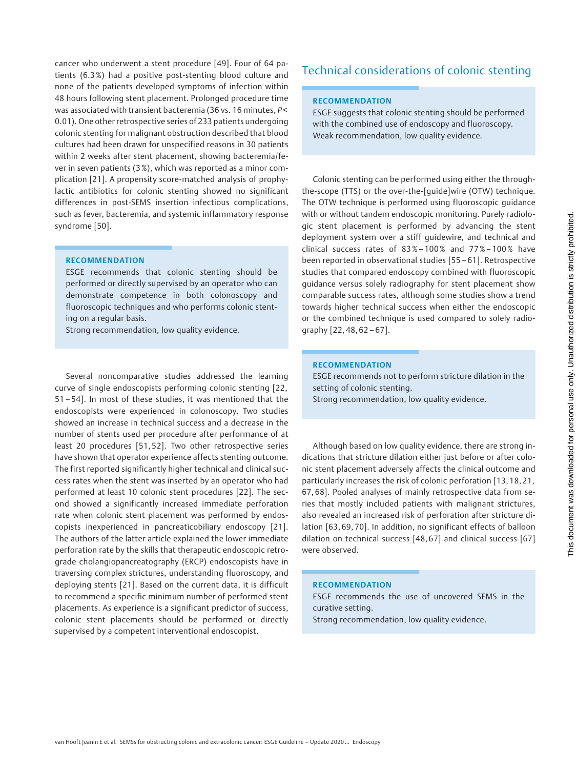cancer who underwent a stent procedure [49]. Four of 64 patients (6.3 %) had a positive post-stenting blood culture and none of the patients developed symptoms of infection within 48 hours following stent placement. Prolonged procedure time was associated with transient bacteremia (36 vs. 16 minutes, $P < 0.01$). One other retrospective series of 233 patients undergoing colonic stenting for malignant obstruction described that blood cultures had been drawn for unspecified reasons in 30 patients within 2 weeks after stent placement, showing bacteremia/fever in seven patients (3 %), which was reported as a minor complication [21]. A propensity score-matched analysis of prophylactic antibiotics for colonic stenting showed no significant differences in post-SEMS insertion infectious complications, such as fever, bacteremia, and systemic inflammatory response syndrome [50].

> **RECOMMENDATION**
> ESGE recommends that colonic stenting should be performed or directly supervised by an operator who can demonstrate competence in both colonoscopy and fluoroscopic techniques and who performs colonic stenting on a regular basis.
> Strong recommendation, low quality evidence.

Several noncomparative studies addressed the learning curve of single endoscopists performing colonic stenting [22, 51 – 54]. In most of these studies, it was mentioned that the endoscopists were experienced in colonoscopy. Two studies showed an increase in technical success and a decrease in the number of stents used per procedure after performance of at least 20 procedures [51, 52]. Two other retrospective series have shown that operator experience affects stenting outcome. The first reported significantly higher technical and clinical success rates when the stent was inserted by an operator who had performed at least 10 colonic stent procedures [22]. The second showed a significantly increased immediate perforation rate when colonic stent placement was performed by endoscopists inexperienced in pancreaticobiliary endoscopy [21]. The authors of the latter article explained the lower immediate perforation rate by the skills that therapeutic endoscopic retrograde cholangiopancreatography (ERCP) endoscopists have in traversing complex strictures, understanding fluoroscopy, and deploying stents [21]. Based on the current data, it is difficult to recommend a specific minimum number of performed stent placements. As experience is a significant predictor of success, colonic stent placements should be performed or directly supervised by a competent interventional endoscopist.

## Technical considerations of colonic stenting

> **RECOMMENDATION**
> ESGE suggests that colonic stenting should be performed with the combined use of endoscopy and fluoroscopy.
> Weak recommendation, low quality evidence.

Colonic stenting can be performed using either the through-the-scope (TTS) or the over-the-[guide]wire (OTW) technique. The OTW technique is performed using fluoroscopic guidance with or without tandem endoscopic monitoring. Purely radiologic stent placement is performed by advancing the stent deployment system over a stiff guidewire, and technical and clinical success rates of 83 % – 100 % and 77 % – 100 % have been reported in observational studies [55 – 61]. Retrospective studies that compared endoscopy combined with fluoroscopic guidance versus solely radiography for stent placement show comparable success rates, although some studies show a trend towards higher technical success when either the endoscopic or the combined technique is used compared to solely radiography [22, 48, 62 – 67].

> **RECOMMENDATION**
> ESGE recommends not to perform stricture dilation in the setting of colonic stenting.
> Strong recommendation, low quality evidence.

Although based on low quality evidence, there are strong indications that stricture dilation either just before or after colonic stent placement adversely affects the clinical outcome and particularly increases the risk of colonic perforation [13, 18, 21, 67, 68]. Pooled analyses of mainly retrospective data from series that mostly included patients with malignant strictures, also revealed an increased risk of perforation after stricture dilation [63, 69, 70]. In addition, no significant effects of balloon dilation on technical success [48, 67] and clinical success [67] were observed.

> **RECOMMENDATION**
> ESGE recommends the use of uncovered SEMS in the curative setting.
> Strong recommendation, low quality evidence.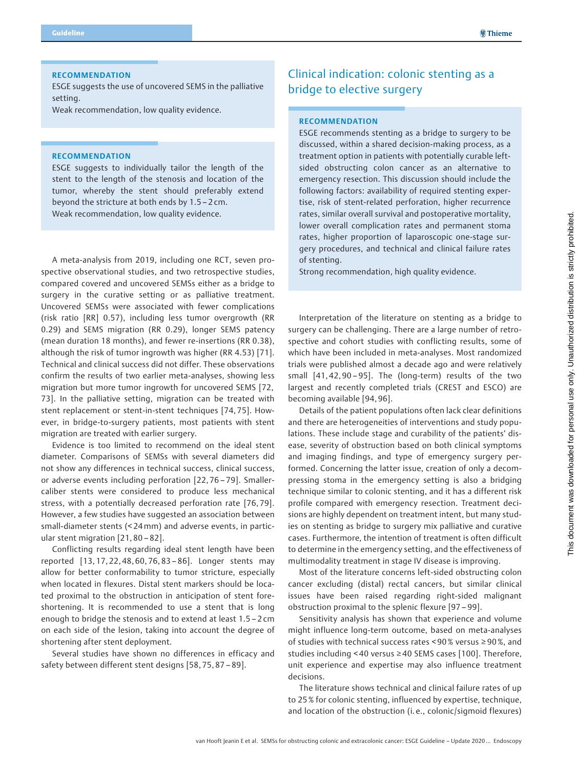**RECOMMENDATION**

ESGE suggests the use of uncovered SEMS in the palliative setting.
Weak recommendation, low quality evidence.

**RECOMMENDATION**

ESGE suggests to individually tailor the length of the stent to the length of the stenosis and location of the tumor, whereby the stent should preferably extend beyond the stricture at both ends by 1.5–2 cm.
Weak recommendation, low quality evidence.

A meta-analysis from 2019, including one RCT, seven prospective observational studies, and two retrospective studies, compared covered and uncovered SEMSs either as a bridge to surgery in the curative setting or as palliative treatment. Uncovered SEMSs were associated with fewer complications (risk ratio [RR] 0.57), including less tumor overgrowth (RR 0.29) and SEMS migration (RR 0.29), longer SEMS patency (mean duration 18 months), and fewer re-insertions (RR 0.38), although the risk of tumor ingrowth was higher (RR 4.53) [71]. Technical and clinical success did not differ. These observations confirm the results of two earlier meta-analyses, showing less migration but more tumor ingrowth for uncovered SEMS [72, 73]. In the palliative setting, migration can be treated with stent replacement or stent-in-stent techniques [74, 75]. However, in bridge-to-surgery patients, most patients with stent migration are treated with earlier surgery.

Evidence is too limited to recommend on the ideal stent diameter. Comparisons of SEMSs with several diameters did not show any differences in technical success, clinical success, or adverse events including perforation [22, 76–79]. Smaller-caliber stents were considered to produce less mechanical stress, with a potentially decreased perforation rate [76, 79]. However, a few studies have suggested an association between small-diameter stents (< 24 mm) and adverse events, in particular stent migration [21, 80–82].

Conflicting results regarding ideal stent length have been reported [13, 17, 22, 48, 60, 76, 83–86]. Longer stents may allow for better conformability to tumor stricture, especially when located in flexures. Distal stent markers should be located proximal to the obstruction in anticipation of stent foreshortening. It is recommended to use a stent that is long enough to bridge the stenosis and to extend at least 1.5–2 cm on each side of the lesion, taking into account the degree of shortening after stent deployment.

Several studies have shown no differences in efficacy and safety between different stent designs [58, 75, 87–89].

## Clinical indication: colonic stenting as a bridge to elective surgery

**RECOMMENDATION**

ESGE recommends stenting as a bridge to surgery to be discussed, within a shared decision-making process, as a treatment option in patients with potentially curable left-sided obstructing colon cancer as an alternative to emergency resection. This discussion should include the following factors: availability of required stenting expertise, risk of stent-related perforation, higher recurrence rates, similar overall survival and postoperative mortality, lower overall complication rates and permanent stoma rates, higher proportion of laparoscopic one-stage surgery procedures, and technical and clinical failure rates of stenting.
Strong recommendation, high quality evidence.

Interpretation of the literature on stenting as a bridge to surgery can be challenging. There are a large number of retrospective and cohort studies with conflicting results, some of which have been included in meta-analyses. Most randomized trials were published almost a decade ago and were relatively small [41, 42, 90–95]. The (long-term) results of the two largest and recently completed trials (CREST and ESCO) are becoming available [94, 96].

Details of the patient populations often lack clear definitions and there are heterogeneities of interventions and study populations. These include stage and curability of the patients' disease, severity of obstruction based on both clinical symptoms and imaging findings, and type of emergency surgery performed. Concerning the latter issue, creation of only a decompressing stoma in the emergency setting is also a bridging technique similar to colonic stenting, and it has a different risk profile compared with emergency resection. Treatment decisions are highly dependent on treatment intent, but many studies on stenting as bridge to surgery mix palliative and curative cases. Furthermore, the intention of treatment is often difficult to determine in the emergency setting, and the effectiveness of multimodality treatment in stage IV disease is improving.

Most of the literature concerns left-sided obstructing colon cancer excluding (distal) rectal cancers, but similar clinical issues have been raised regarding right-sided malignant obstruction proximal to the splenic flexure [97–99].

Sensitivity analysis has shown that experience and volume might influence long-term outcome, based on meta-analyses of studies with technical success rates < 90 % versus ≥ 90 %, and studies including < 40 versus ≥ 40 SEMS cases [100]. Therefore, unit experience and expertise may also influence treatment decisions.

The literature shows technical and clinical failure rates of up to 25 % for colonic stenting, influenced by expertise, technique, and location of the obstruction (i. e., colonic/sigmoid flexures)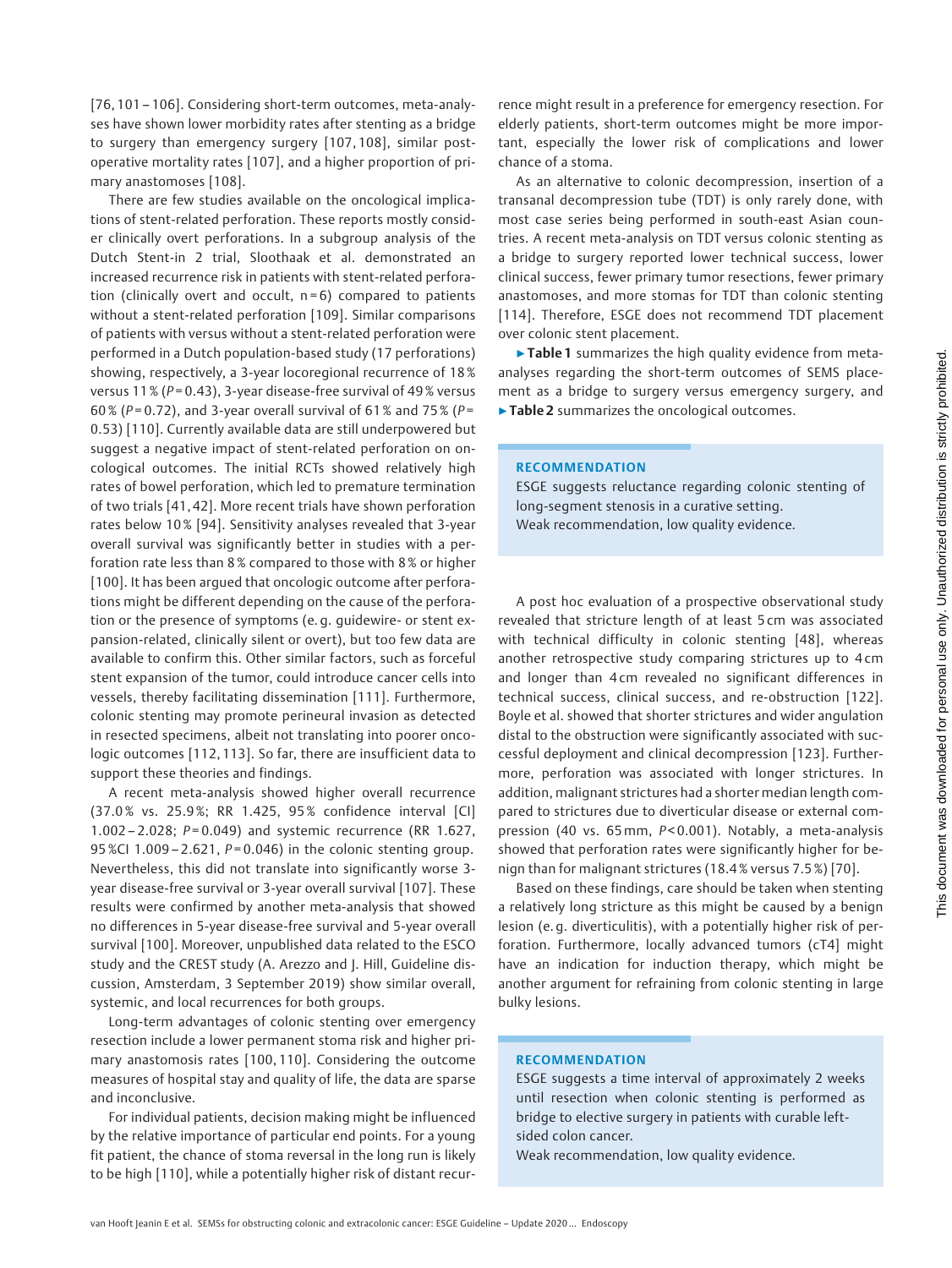[76, 101 – 106]. Considering short-term outcomes, meta-analyses have shown lower morbidity rates after stenting as a bridge to surgery than emergency surgery [107, 108], similar postoperative mortality rates [107], and a higher proportion of primary anastomoses [108].

There are few studies available on the oncological implications of stent-related perforation. These reports mostly consider clinically overt perforations. In a subgroup analysis of the Dutch Stent-in 2 trial, Sloothaak et al. demonstrated an increased recurrence risk in patients with stent-related perforation (clinically overt and occult, n = 6) compared to patients without a stent-related perforation [109]. Similar comparisons of patients with versus without a stent-related perforation were performed in a Dutch population-based study (17 perforations) showing, respectively, a 3-year locoregional recurrence of 18 % versus 11 % ($P$ = 0.43), 3-year disease-free survival of 49 % versus 60 % ($P$ = 0.72), and 3-year overall survival of 61 % and 75 % ($P$ = 0.53) [110]. Currently available data are still underpowered but suggest a negative impact of stent-related perforation on oncological outcomes. The initial RCTs showed relatively high rates of bowel perforation, which led to premature termination of two trials [41, 42]. More recent trials have shown perforation rates below 10 % [94]. Sensitivity analyses revealed that 3-year overall survival was significantly better in studies with a perforation rate less than 8 % compared to those with 8 % or higher [100]. It has been argued that oncologic outcome after perforations might be different depending on the cause of the perforation or the presence of symptoms (e. g. guidewire- or stent expansion-related, clinically silent or overt), but too few data are available to confirm this. Other similar factors, such as forceful stent expansion of the tumor, could introduce cancer cells into vessels, thereby facilitating dissemination [111]. Furthermore, colonic stenting may promote perineural invasion as detected in resected specimens, albeit not translating into poorer oncologic outcomes [112, 113]. So far, there are insufficient data to support these theories and findings.

A recent meta-analysis showed higher overall recurrence (37.0 % vs. 25.9 %; RR 1.425, 95 % confidence interval [CI] 1.002 – 2.028; $P$ = 0.049) and systemic recurrence (RR 1.627, 95 %CI 1.009 – 2.621, $P$ = 0.046) in the colonic stenting group. Nevertheless, this did not translate into significantly worse 3-year disease-free survival or 3-year overall survival [107]. These results were confirmed by another meta-analysis that showed no differences in 5-year disease-free survival and 5-year overall survival [100]. Moreover, unpublished data related to the ESCO study and the CREST study (A. Arezzo and J. Hill, Guideline discussion, Amsterdam, 3 September 2019) show similar overall, systemic, and local recurrences for both groups.

Long-term advantages of colonic stenting over emergency resection include a lower permanent stoma risk and higher primary anastomosis rates [100, 110]. Considering the outcome measures of hospital stay and quality of life, the data are sparse and inconclusive.

For individual patients, decision making might be influenced by the relative importance of particular end points. For a young fit patient, the chance of stoma reversal in the long run is likely to be high [110], while a potentially higher risk of distant recurrence might result in a preference for emergency resection. For elderly patients, short-term outcomes might be more important, especially the lower risk of complications and lower chance of a stoma.

As an alternative to colonic decompression, insertion of a transanal decompression tube (TDT) is only rarely done, with most case series being performed in south-east Asian countries. A recent meta-analysis on TDT versus colonic stenting as a bridge to surgery reported lower technical success, lower clinical success, fewer primary tumor resections, fewer primary anastomoses, and more stomas for TDT than colonic stenting [114]. Therefore, ESGE does not recommend TDT placement over colonic stent placement.

▶ **Table 1** summarizes the high quality evidence from meta-analyses regarding the short-term outcomes of SEMS placement as a bridge to surgery versus emergency surgery, and ▶ **Table 2** summarizes the oncological outcomes.

> **RECOMMENDATION**
>
> ESGE suggests reluctance regarding colonic stenting of long-segment stenosis in a curative setting.
> Weak recommendation, low quality evidence.

A post hoc evaluation of a prospective observational study revealed that stricture length of at least 5 cm was associated with technical difficulty in colonic stenting [48], whereas another retrospective study comparing strictures up to 4 cm and longer than 4 cm revealed no significant differences in technical success, clinical success, and re-obstruction [122]. Boyle et al. showed that shorter strictures and wider angulation distal to the obstruction were significantly associated with successful deployment and clinical decompression [123]. Furthermore, perforation was associated with longer strictures. In addition, malignant strictures had a shorter median length compared to strictures due to diverticular disease or external compression (40 vs. 65 mm, $P$ < 0.001). Notably, a meta-analysis showed that perforation rates were significantly higher for benign than for malignant strictures (18.4 % versus 7.5 %) [70].

Based on these findings, care should be taken when stenting a relatively long stricture as this might be caused by a benign lesion (e. g. diverticulitis), with a potentially higher risk of perforation. Furthermore, locally advanced tumors (cT4) might have an indication for induction therapy, which might be another argument for refraining from colonic stenting in large bulky lesions.

> **RECOMMENDATION**
>
> ESGE suggests a time interval of approximately 2 weeks until resection when colonic stenting is performed as bridge to elective surgery in patients with curable left-sided colon cancer.
> Weak recommendation, low quality evidence.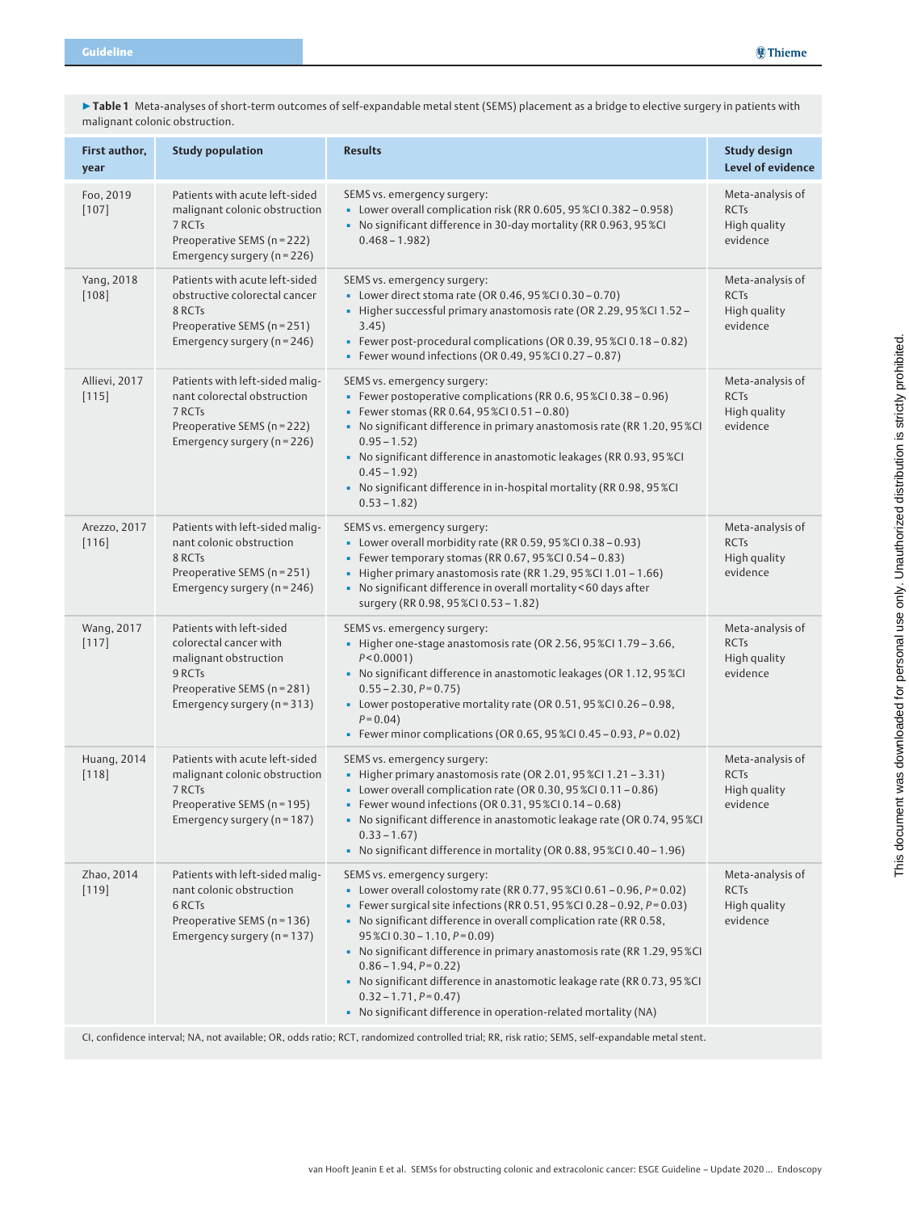▶ **Table 1** Meta-analyses of short-term outcomes of self-expandable metal stent (SEMS) placement as a bridge to elective surgery in patients with malignant colonic obstruction.

| First author, year | Study population | Results | Study design Level of evidence |
|---|---|---|---|
| Foo, 2019 [107] | Patients with acute left-sided malignant colonic obstruction<br>7 RCTs<br>Preoperative SEMS (n = 222)<br>Emergency surgery (n = 226) | SEMS vs. emergency surgery:<br>▪ Lower overall complication risk (RR 0.605, 95 %CI 0.382 – 0.958)<br>▪ No significant difference in 30-day mortality (RR 0.963, 95 %CI 0.468 – 1.982) | Meta-analysis of RCTs<br>High quality evidence |
| Yang, 2018 [108] | Patients with acute left-sided obstructive colorectal cancer<br>8 RCTs<br>Preoperative SEMS (n = 251)<br>Emergency surgery (n = 246) | SEMS vs. emergency surgery:<br>▪ Lower direct stoma rate (OR 0.46, 95 %CI 0.30 – 0.70)<br>▪ Higher successful primary anastomosis rate (OR 2.29, 95 %CI 1.52 – 3.45)<br>▪ Fewer post-procedural complications (OR 0.39, 95 %CI 0.18 – 0.82)<br>▪ Fewer wound infections (OR 0.49, 95 %CI 0.27 – 0.87) | Meta-analysis of RCTs<br>High quality evidence |
| Allievi, 2017 [115] | Patients with left-sided malignant colorectal obstruction<br>7 RCTs<br>Preoperative SEMS (n = 222)<br>Emergency surgery (n = 226) | SEMS vs. emergency surgery:<br>▪ Fewer postoperative complications (RR 0.6, 95 %CI 0.38 – 0.96)<br>▪ Fewer stomas (RR 0.64, 95 %CI 0.51 – 0.80)<br>▪ No significant difference in primary anastomosis rate (RR 1.20, 95 %CI 0.95 – 1.52)<br>▪ No significant difference in anastomotic leakages (RR 0.93, 95 %CI 0.45 – 1.92)<br>▪ No significant difference in in-hospital mortality (RR 0.98, 95 %CI 0.53 – 1.82) | Meta-analysis of RCTs<br>High quality evidence |
| Arezzo, 2017 [116] | Patients with left-sided malignant colonic obstruction<br>8 RCTs<br>Preoperative SEMS (n = 251)<br>Emergency surgery (n = 246) | SEMS vs. emergency surgery:<br>▪ Lower overall morbidity rate (RR 0.59, 95 %CI 0.38 – 0.93)<br>▪ Fewer temporary stomas (RR 0.67, 95 %CI 0.54 – 0.83)<br>▪ Higher primary anastomosis rate (RR 1.29, 95 %CI 1.01 – 1.66)<br>▪ No significant difference in overall mortality < 60 days after surgery (RR 0.98, 95 %CI 0.53 – 1.82) | Meta-analysis of RCTs<br>High quality evidence |
| Wang, 2017 [117] | Patients with left-sided colorectal cancer with malignant obstruction<br>9 RCTs<br>Preoperative SEMS (n = 281)<br>Emergency surgery (n = 313) | SEMS vs. emergency surgery:<br>▪ Higher one-stage anastomosis rate (OR 2.56, 95 %CI 1.79 – 3.66, $P < 0.0001$)<br>▪ No significant difference in anastomotic leakages (OR 1.12, 95 %CI 0.55 – 2.30, $P = 0.75$)<br>▪ Lower postoperative mortality rate (OR 0.51, 95 %CI 0.26 – 0.98, $P = 0.04$)<br>▪ Fewer minor complications (OR 0.65, 95 %CI 0.45 – 0.93, $P = 0.02$) | Meta-analysis of RCTs<br>High quality evidence |
| Huang, 2014 [118] | Patients with acute left-sided malignant colonic obstruction<br>7 RCTs<br>Preoperative SEMS (n = 195)<br>Emergency surgery (n = 187) | SEMS vs. emergency surgery:<br>▪ Higher primary anastomosis rate (OR 2.01, 95 %CI 1.21 – 3.31)<br>▪ Lower overall complication rate (OR 0.30, 95 %CI 0.11 – 0.86)<br>▪ Fewer wound infections (OR 0.31, 95 %CI 0.14 – 0.68)<br>▪ No significant difference in anastomotic leakage rate (OR 0.74, 95 %CI 0.33 – 1.67)<br>▪ No significant difference in mortality (OR 0.88, 95 %CI 0.40 – 1.96) | Meta-analysis of RCTs<br>High quality evidence |
| Zhao, 2014 [119] | Patients with left-sided malignant colonic obstruction<br>6 RCTs<br>Preoperative SEMS (n = 136)<br>Emergency surgery (n = 137) | SEMS vs. emergency surgery:<br>▪ Lower overall colostomy rate (RR 0.77, 95 %CI 0.61 – 0.96, $P = 0.02$)<br>▪ Fewer surgical site infections (RR 0.51, 95 %CI 0.28 – 0.92, $P = 0.03$)<br>▪ No significant difference in overall complication rate (RR 0.58, 95 %CI 0.30 – 1.10, $P = 0.09$)<br>▪ No significant difference in primary anastomosis rate (RR 1.29, 95 %CI 0.86 – 1.94, $P = 0.22$)<br>▪ No significant difference in anastomotic leakage rate (RR 0.73, 95 %CI 0.32 – 1.71, $P = 0.47$)<br>▪ No significant difference in operation-related mortality (NA) | Meta-analysis of RCTs<br>High quality evidence |

CI, confidence interval; NA, not available; OR, odds ratio; RCT, randomized controlled trial; RR, risk ratio; SEMS, self-expandable metal stent.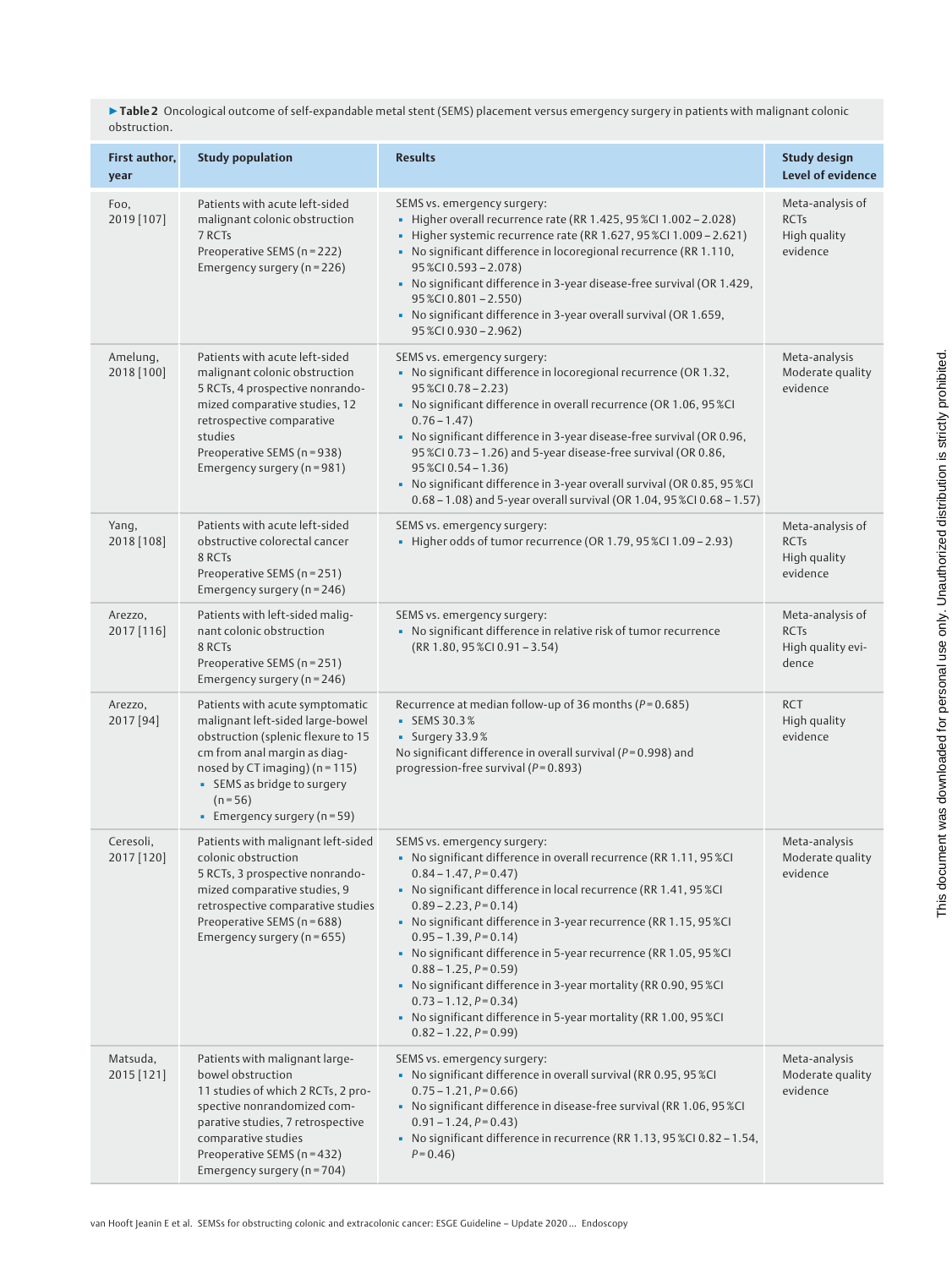**Table 2** Oncological outcome of self-expandable metal stent (SEMS) placement versus emergency surgery in patients with malignant colonic obstruction.

| First author, year | Study population | Results | Study design Level of evidence |
|---|---|---|---|
| Foo, 2019 [107] | Patients with acute left-sided malignant colonic obstruction<br>7 RCTs<br>Preoperative SEMS (n = 222)<br>Emergency surgery (n = 226) | SEMS vs. emergency surgery:<br>▪ Higher overall recurrence rate (RR 1.425, 95 %CI 1.002 – 2.028)<br>▪ Higher systemic recurrence rate (RR 1.627, 95 %CI 1.009 – 2.621)<br>▪ No significant difference in locoregional recurrence (RR 1.110, 95 %CI 0.593 – 2.078)<br>▪ No significant difference in 3-year disease-free survival (OR 1.429, 95 %CI 0.801 – 2.550)<br>▪ No significant difference in 3-year overall survival (OR 1.659, 95 %CI 0.930 – 2.962) | Meta-analysis of RCTs<br>High quality evidence |
| Amelung, 2018 [100] | Patients with acute left-sided malignant colonic obstruction<br>5 RCTs, 4 prospective nonrandomized comparative studies, 12 retrospective comparative studies<br>Preoperative SEMS (n = 938)<br>Emergency surgery (n = 981) | SEMS vs. emergency surgery:<br>▪ No significant difference in locoregional recurrence (OR 1.32, 95 %CI 0.78 – 2.23)<br>▪ No significant difference in overall recurrence (OR 1.06, 95 %CI 0.76 – 1.47)<br>▪ No significant difference in 3-year disease-free survival (OR 0.96, 95 %CI 0.73 – 1.26) and 5-year disease-free survival (OR 0.86, 95 %CI 0.54 – 1.36)<br>▪ No significant difference in 3-year overall survival (OR 0.85, 95 %CI 0.68 – 1.08) and 5-year overall survival (OR 1.04, 95 %CI 0.68 – 1.57) | Meta-analysis<br>Moderate quality evidence |
| Yang, 2018 [108] | Patients with acute left-sided obstructive colorectal cancer<br>8 RCTs<br>Preoperative SEMS (n = 251)<br>Emergency surgery (n = 246) | SEMS vs. emergency surgery:<br>▪ Higher odds of tumor recurrence (OR 1.79, 95 %CI 1.09 – 2.93) | Meta-analysis of RCTs<br>High quality evidence |
| Arezzo, 2017 [116] | Patients with left-sided malignant colonic obstruction<br>8 RCTs<br>Preoperative SEMS (n = 251)<br>Emergency surgery (n = 246) | SEMS vs. emergency surgery:<br>▪ No significant difference in relative risk of tumor recurrence (RR 1.80, 95 %CI 0.91 – 3.54) | Meta-analysis of RCTs<br>High quality evidence |
| Arezzo, 2017 [94] | Patients with acute symptomatic malignant left-sided large-bowel obstruction (splenic flexure to 15 cm from anal margin as diagnosed by CT imaging) (n = 115)<br>▪ SEMS as bridge to surgery (n = 56)<br>▪ Emergency surgery (n = 59) | Recurrence at median follow-up of 36 months ($P$ = 0.685)<br>▪ SEMS 30.3 %<br>▪ Surgery 33.9 %<br>No significant difference in overall survival ($P$ = 0.998) and progression-free survival ($P$ = 0.893) | RCT<br>High quality evidence |
| Ceresoli, 2017 [120] | Patients with malignant left-sided colonic obstruction<br>5 RCTs, 3 prospective nonrandomized comparative studies, 9 retrospective comparative studies<br>Preoperative SEMS (n = 688)<br>Emergency surgery (n = 655) | SEMS vs. emergency surgery:<br>▪ No significant difference in overall recurrence (RR 1.11, 95 %CI 0.84 – 1.47, $P$ = 0.47)<br>▪ No significant difference in local recurrence (RR 1.41, 95 %CI 0.89 – 2.23, $P$ = 0.14)<br>▪ No significant difference in 3-year recurrence (RR 1.15, 95 %CI 0.95 – 1.39, $P$ = 0.14)<br>▪ No significant difference in 5-year recurrence (RR 1.05, 95 %CI 0.88 – 1.25, $P$ = 0.59)<br>▪ No significant difference in 3-year mortality (RR 0.90, 95 %CI 0.73 – 1.12, $P$ = 0.34)<br>▪ No significant difference in 5-year mortality (RR 1.00, 95 %CI 0.82 – 1.22, $P$ = 0.99) | Meta-analysis<br>Moderate quality evidence |
| Matsuda, 2015 [121] | Patients with malignant large-bowel obstruction<br>11 studies of which 2 RCTs, 2 prospective nonrandomized comparative studies, 7 retrospective comparative studies<br>Preoperative SEMS (n = 432)<br>Emergency surgery (n = 704) | SEMS vs. emergency surgery:<br>▪ No significant difference in overall survival (RR 0.95, 95 %CI 0.75 – 1.21, $P$ = 0.66)<br>▪ No significant difference in disease-free survival (RR 1.06, 95 %CI 0.91 – 1.24, $P$ = 0.43)<br>▪ No significant difference in recurrence (RR 1.13, 95 %CI 0.82 – 1.54, $P$ = 0.46) | Meta-analysis<br>Moderate quality evidence |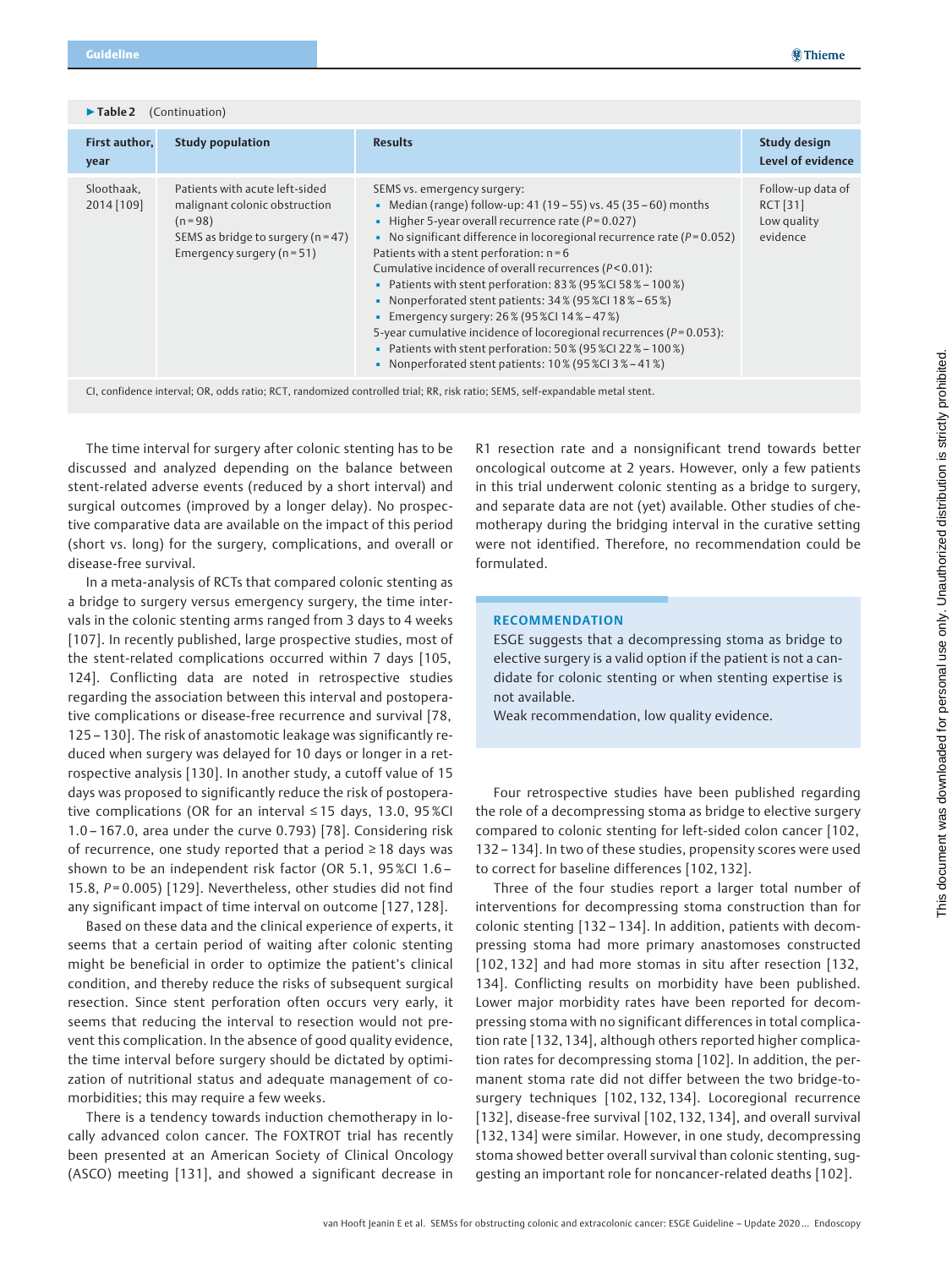**Table 2** (Continuation)

| First author, year | Study population | Results | Study design Level of evidence |
|---|---|---|---|
| Sloothaak, 2014 [109] | Patients with acute left-sided malignant colonic obstruction (n = 98)<br>SEMS as bridge to surgery (n = 47)<br>Emergency surgery (n = 51) | SEMS vs. emergency surgery:<br>▪ Median (range) follow-up: 41 (19 – 55) vs. 45 (35 – 60) months<br>▪ Higher 5-year overall recurrence rate ($P = 0.027$)<br>▪ No significant difference in locoregional recurrence rate ($P = 0.052$)<br>Patients with a stent perforation: n = 6<br>Cumulative incidence of overall recurrences ($P < 0.01$):<br>▪ Patients with stent perforation: 83 % (95 %CI 58 % – 100 %)<br>▪ Nonperforated stent patients: 34 % (95 %CI 18 % – 65 %)<br>▪ Emergency surgery: 26 % (95 %CI 14 % – 47 %)<br>5-year cumulative incidence of locoregional recurrences ($P = 0.053$):<br>▪ Patients with stent perforation: 50 % (95 %CI 22 % – 100 %)<br>▪ Nonperforated stent patients: 10 % (95 %CI 3 % – 41 %) | Follow-up data of RCT [31]<br>Low quality evidence |

CI, confidence interval; OR, odds ratio; RCT, randomized controlled trial; RR, risk ratio; SEMS, self-expandable metal stent.

The time interval for surgery after colonic stenting has to be discussed and analyzed depending on the balance between stent-related adverse events (reduced by a short interval) and surgical outcomes (improved by a longer delay). No prospective comparative data are available on the impact of this period (short vs. long) for the surgery, complications, and overall or disease-free survival.

In a meta-analysis of RCTs that compared colonic stenting as a bridge to surgery versus emergency surgery, the time intervals in the colonic stenting arms ranged from 3 days to 4 weeks [107]. In recently published, large prospective studies, most of the stent-related complications occurred within 7 days [105, 124]. Conflicting data are noted in retrospective studies regarding the association between this interval and postoperative complications or disease-free recurrence and survival [78, 125 – 130]. The risk of anastomotic leakage was significantly reduced when surgery was delayed for 10 days or longer in a retrospective analysis [130]. In another study, a cutoff value of 15 days was proposed to significantly reduce the risk of postoperative complications (OR for an interval ≤ 15 days, 13.0, 95 %CI 1.0 – 167.0, area under the curve 0.793) [78]. Considering risk of recurrence, one study reported that a period ≥ 18 days was shown to be an independent risk factor (OR 5.1, 95 %CI 1.6 – 15.8, $P = 0.005$) [129]. Nevertheless, other studies did not find any significant impact of time interval on outcome [127, 128].

Based on these data and the clinical experience of experts, it seems that a certain period of waiting after colonic stenting might be beneficial in order to optimize the patient's clinical condition, and thereby reduce the risks of subsequent surgical resection. Since stent perforation often occurs very early, it seems that reducing the interval to resection would not prevent this complication. In the absence of good quality evidence, the time interval before surgery should be dictated by optimization of nutritional status and adequate management of comorbidities; this may require a few weeks.

There is a tendency towards induction chemotherapy in locally advanced colon cancer. The FOXTROT trial has recently been presented at an American Society of Clinical Oncology (ASCO) meeting [131], and showed a significant decrease in R1 resection rate and a nonsignificant trend towards better oncological outcome at 2 years. However, only a few patients in this trial underwent colonic stenting as a bridge to surgery, and separate data are not (yet) available. Other studies of chemotherapy during the bridging interval in the curative setting were not identified. Therefore, no recommendation could be formulated.

**RECOMMENDATION**

ESGE suggests that a decompressing stoma as bridge to elective surgery is a valid option if the patient is not a candidate for colonic stenting or when stenting expertise is not available.

Weak recommendation, low quality evidence.

Four retrospective studies have been published regarding the role of a decompressing stoma as bridge to elective surgery compared to colonic stenting for left-sided colon cancer [102, 132 – 134]. In two of these studies, propensity scores were used to correct for baseline differences [102, 132].

Three of the four studies report a larger total number of interventions for decompressing stoma construction than for colonic stenting [132 – 134]. In addition, patients with decompressing stoma had more primary anastomoses constructed [102, 132] and had more stomas in situ after resection [132, 134]. Conflicting results on morbidity have been published. Lower major morbidity rates have been reported for decompressing stoma with no significant differences in total complication rate [132, 134], although others reported higher complication rates for decompressing stoma [102]. In addition, the permanent stoma rate did not differ between the two bridge-to-surgery techniques [102, 132, 134]. Locoregional recurrence [132], disease-free survival [102, 132, 134], and overall survival [132, 134] were similar. However, in one study, decompressing stoma showed better overall survival than colonic stenting, suggesting an important role for noncancer-related deaths [102].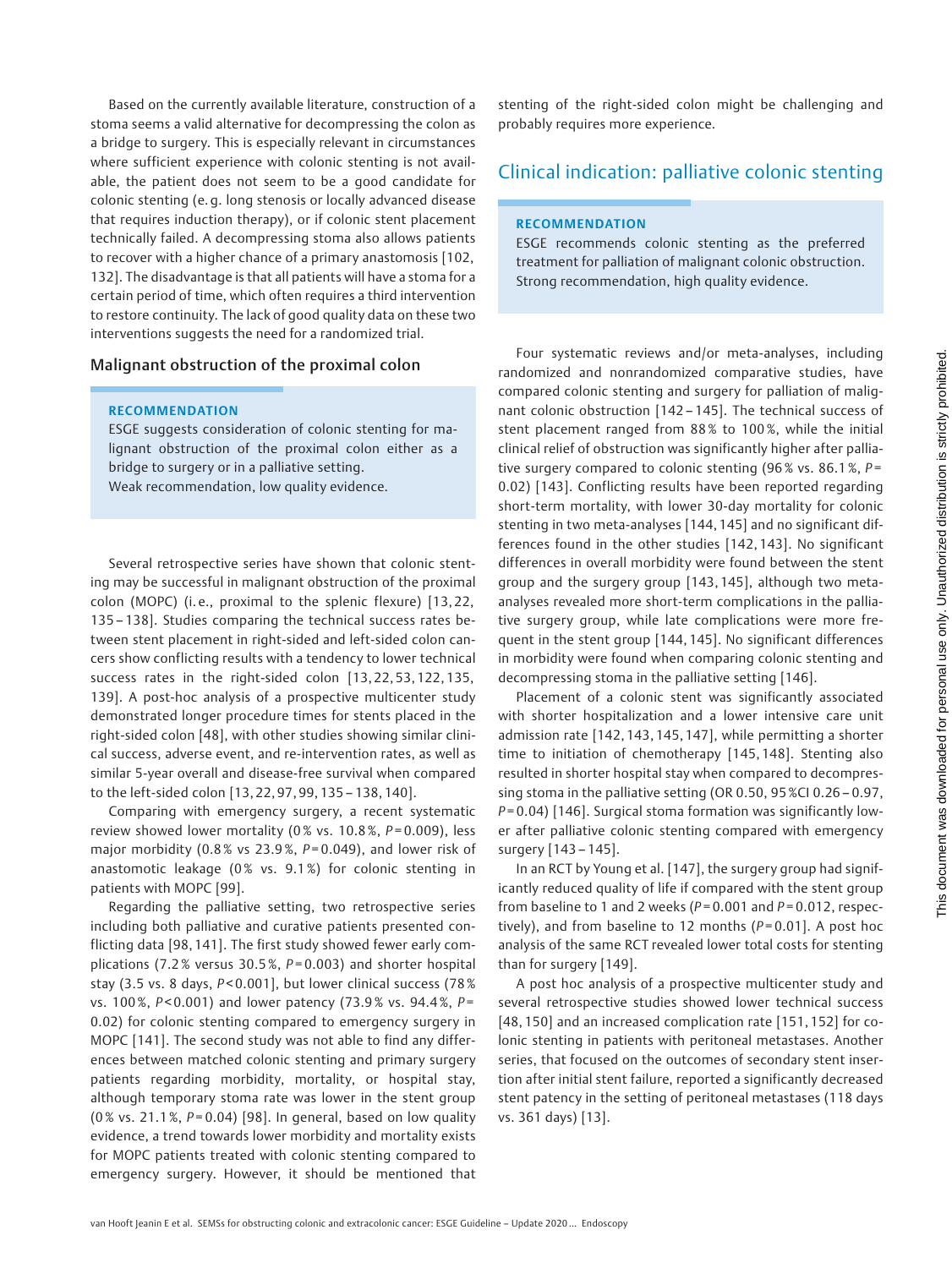Based on the currently available literature, construction of a stoma seems a valid alternative for decompressing the colon as a bridge to surgery. This is especially relevant in circumstances where sufficient experience with colonic stenting is not available, the patient does not seem to be a good candidate for colonic stenting (e. g. long stenosis or locally advanced disease that requires induction therapy), or if colonic stent placement technically failed. A decompressing stoma also allows patients to recover with a higher chance of a primary anastomosis [102, 132]. The disadvantage is that all patients will have a stoma for a certain period of time, which often requires a third intervention to restore continuity. The lack of good quality data on these two interventions suggests the need for a randomized trial.

### Malignant obstruction of the proximal colon

**RECOMMENDATION**

ESGE suggests consideration of colonic stenting for malignant obstruction of the proximal colon either as a bridge to surgery or in a palliative setting.
Weak recommendation, low quality evidence.

Several retrospective series have shown that colonic stenting may be successful in malignant obstruction of the proximal colon (MOPC) (i.e., proximal to the splenic flexure) [13, 22, 135 – 138]. Studies comparing the technical success rates between stent placement in right-sided and left-sided colon cancers show conflicting results with a tendency to lower technical success rates in the right-sided colon [13, 22, 53, 122, 135, 139]. A post-hoc analysis of a prospective multicenter study demonstrated longer procedure times for stents placed in the right-sided colon [48], with other studies showing similar clinical success, adverse event, and re-intervention rates, as well as similar 5-year overall and disease-free survival when compared to the left-sided colon [13, 22, 97, 99, 135 – 138, 140].

Comparing with emergency surgery, a recent systematic review showed lower mortality (0 % vs. 10.8 %, $P = 0.009$), less major morbidity (0.8 % vs 23.9 %, $P = 0.049$), and lower risk of anastomotic leakage (0 % vs. 9.1 %) for colonic stenting in patients with MOPC [99].

Regarding the palliative setting, two retrospective series including both palliative and curative patients presented conflicting data [98, 141]. The first study showed fewer early complications (7.2 % versus 30.5 %, $P = 0.003$) and shorter hospital stay (3.5 vs. 8 days, $P < 0.001$], but lower clinical success (78 % vs. 100 %, $P < 0.001$) and lower patency (73.9 % vs. 94.4 %, $P = 0.02$) for colonic stenting compared to emergency surgery in MOPC [141]. The second study was not able to find any differences between matched colonic stenting and primary surgery patients regarding morbidity, mortality, or hospital stay, although temporary stoma rate was lower in the stent group (0 % vs. 21.1 %, $P = 0.04$) [98]. In general, based on low quality evidence, a trend towards lower morbidity and mortality exists for MOPC patients treated with colonic stenting compared to emergency surgery. However, it should be mentioned that stenting of the right-sided colon might be challenging and probably requires more experience.

## Clinical indication: palliative colonic stenting

**RECOMMENDATION**

ESGE recommends colonic stenting as the preferred treatment for palliation of malignant colonic obstruction.
Strong recommendation, high quality evidence.

Four systematic reviews and/or meta-analyses, including randomized and nonrandomized comparative studies, have compared colonic stenting and surgery for palliation of malignant colonic obstruction [142 – 145]. The technical success of stent placement ranged from 88 % to 100 %, while the initial clinical relief of obstruction was significantly higher after palliative surgery compared to colonic stenting (96 % vs. 86.1 %, $P = 0.02$) [143]. Conflicting results have been reported regarding short-term mortality, with lower 30-day mortality for colonic stenting in two meta-analyses [144, 145] and no significant differences found in the other studies [142, 143]. No significant differences in overall morbidity were found between the stent group and the surgery group [143, 145], although two meta-analyses revealed more short-term complications in the palliative surgery group, while late complications were more frequent in the stent group [144, 145]. No significant differences in morbidity were found when comparing colonic stenting and decompressing stoma in the palliative setting [146].

Placement of a colonic stent was significantly associated with shorter hospitalization and a lower intensive care unit admission rate [142, 143, 145, 147], while permitting a shorter time to initiation of chemotherapy [145, 148]. Stenting also resulted in shorter hospital stay when compared to decompressing stoma in the palliative setting (OR 0.50, 95 %CI 0.26 – 0.97, $P = 0.04$) [146]. Surgical stoma formation was significantly lower after palliative colonic stenting compared with emergency surgery [143 – 145].

In an RCT by Young et al. [147], the surgery group had significantly reduced quality of life if compared with the stent group from baseline to 1 and 2 weeks ($P = 0.001$ and $P = 0.012$, respectively), and from baseline to 12 months ($P = 0.01$]. A post hoc analysis of the same RCT revealed lower total costs for stenting than for surgery [149].

A post hoc analysis of a prospective multicenter study and several retrospective studies showed lower technical success [48, 150] and an increased complication rate [151, 152] for colonic stenting in patients with peritoneal metastases. Another series, that focused on the outcomes of secondary stent insertion after initial stent failure, reported a significantly decreased stent patency in the setting of peritoneal metastases (118 days vs. 361 days) [13].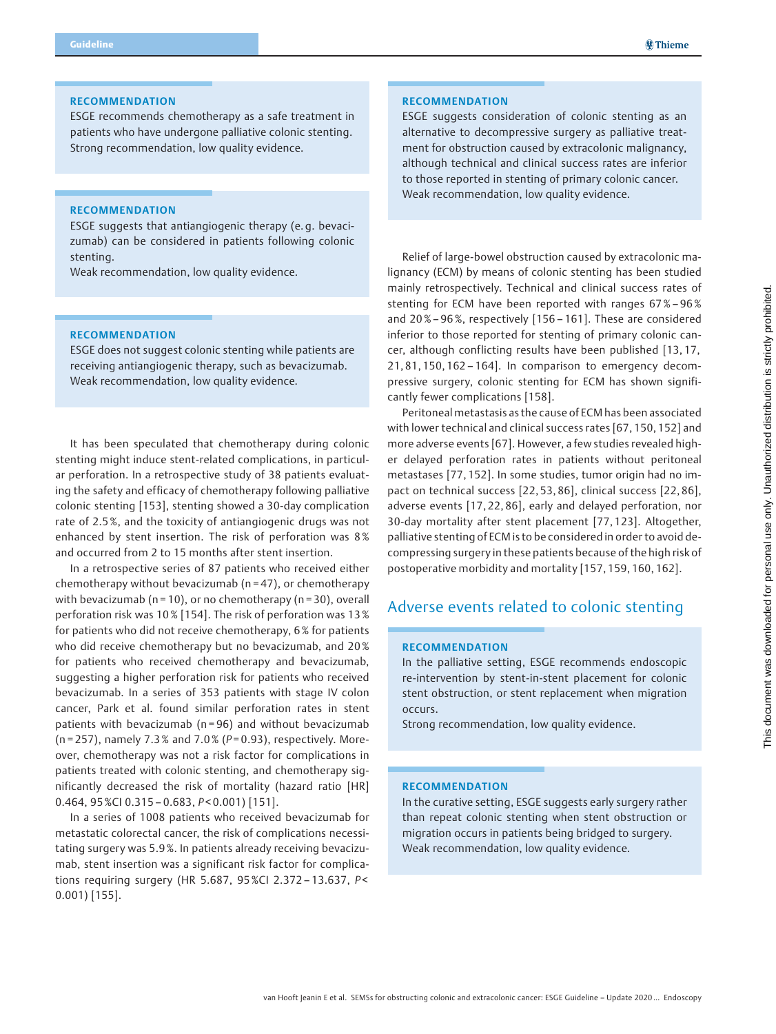**RECOMMENDATION**

ESGE recommends chemotherapy as a safe treatment in patients who have undergone palliative colonic stenting.
Strong recommendation, low quality evidence.

**RECOMMENDATION**

ESGE suggests that antiangiogenic therapy (e. g. bevacizumab) can be considered in patients following colonic stenting.
Weak recommendation, low quality evidence.

**RECOMMENDATION**

ESGE does not suggest colonic stenting while patients are receiving antiangiogenic therapy, such as bevacizumab.
Weak recommendation, low quality evidence.

It has been speculated that chemotherapy during colonic stenting might induce stent-related complications, in particular perforation. In a retrospective study of 38 patients evaluating the safety and efficacy of chemotherapy following palliative colonic stenting [153], stenting showed a 30-day complication rate of 2.5 %, and the toxicity of antiangiogenic drugs was not enhanced by stent insertion. The risk of perforation was 8 % and occurred from 2 to 15 months after stent insertion.

In a retrospective series of 87 patients who received either chemotherapy without bevacizumab (n = 47), or chemotherapy with bevacizumab (n = 10), or no chemotherapy (n = 30), overall perforation risk was 10 % [154]. The risk of perforation was 13 % for patients who did not receive chemotherapy, 6 % for patients who did receive chemotherapy but no bevacizumab, and 20 % for patients who received chemotherapy and bevacizumab, suggesting a higher perforation risk for patients who received bevacizumab. In a series of 353 patients with stage IV colon cancer, Park et al. found similar perforation rates in stent patients with bevacizumab (n = 96) and without bevacizumab (n = 257), namely 7.3 % and 7.0 % ($P$ = 0.93), respectively. Moreover, chemotherapy was not a risk factor for complications in patients treated with colonic stenting, and chemotherapy significantly decreased the risk of mortality (hazard ratio [HR] 0.464, 95 %CI 0.315 – 0.683, $P$ < 0.001) [151].

In a series of 1008 patients who received bevacizumab for metastatic colorectal cancer, the risk of complications necessitating surgery was 5.9 %. In patients already receiving bevacizumab, stent insertion was a significant risk factor for complications requiring surgery (HR 5.687, 95 %CI 2.372 – 13.637, $P$ < 0.001) [155].

**RECOMMENDATION**

ESGE suggests consideration of colonic stenting as an alternative to decompressive surgery as palliative treatment for obstruction caused by extracolonic malignancy, although technical and clinical success rates are inferior to those reported in stenting of primary colonic cancer.
Weak recommendation, low quality evidence.

Relief of large-bowel obstruction caused by extracolonic malignancy (ECM) by means of colonic stenting has been studied mainly retrospectively. Technical and clinical success rates of stenting for ECM have been reported with ranges 67 % – 96 % and 20 % – 96 %, respectively [156 – 161]. These are considered inferior to those reported for stenting of primary colonic cancer, although conflicting results have been published [13, 17, 21, 81, 150, 162 – 164]. In comparison to emergency decompressive surgery, colonic stenting for ECM has shown significantly fewer complications [158].

Peritoneal metastasis as the cause of ECM has been associated with lower technical and clinical success rates [67, 150, 152] and more adverse events [67]. However, a few studies revealed higher delayed perforation rates in patients without peritoneal metastases [77, 152]. In some studies, tumor origin had no impact on technical success [22, 53, 86], clinical success [22, 86], adverse events [17, 22, 86], early and delayed perforation, nor 30-day mortality after stent placement [77, 123]. Altogether, palliative stenting of ECM is to be considered in order to avoid decompressing surgery in these patients because of the high risk of postoperative morbidity and mortality [157, 159, 160, 162].

## Adverse events related to colonic stenting

**RECOMMENDATION**

In the palliative setting, ESGE recommends endoscopic re-intervention by stent-in-stent placement for colonic stent obstruction, or stent replacement when migration occurs.
Strong recommendation, low quality evidence.

**RECOMMENDATION**

In the curative setting, ESGE suggests early surgery rather than repeat colonic stenting when stent obstruction or migration occurs in patients being bridged to surgery.
Weak recommendation, low quality evidence.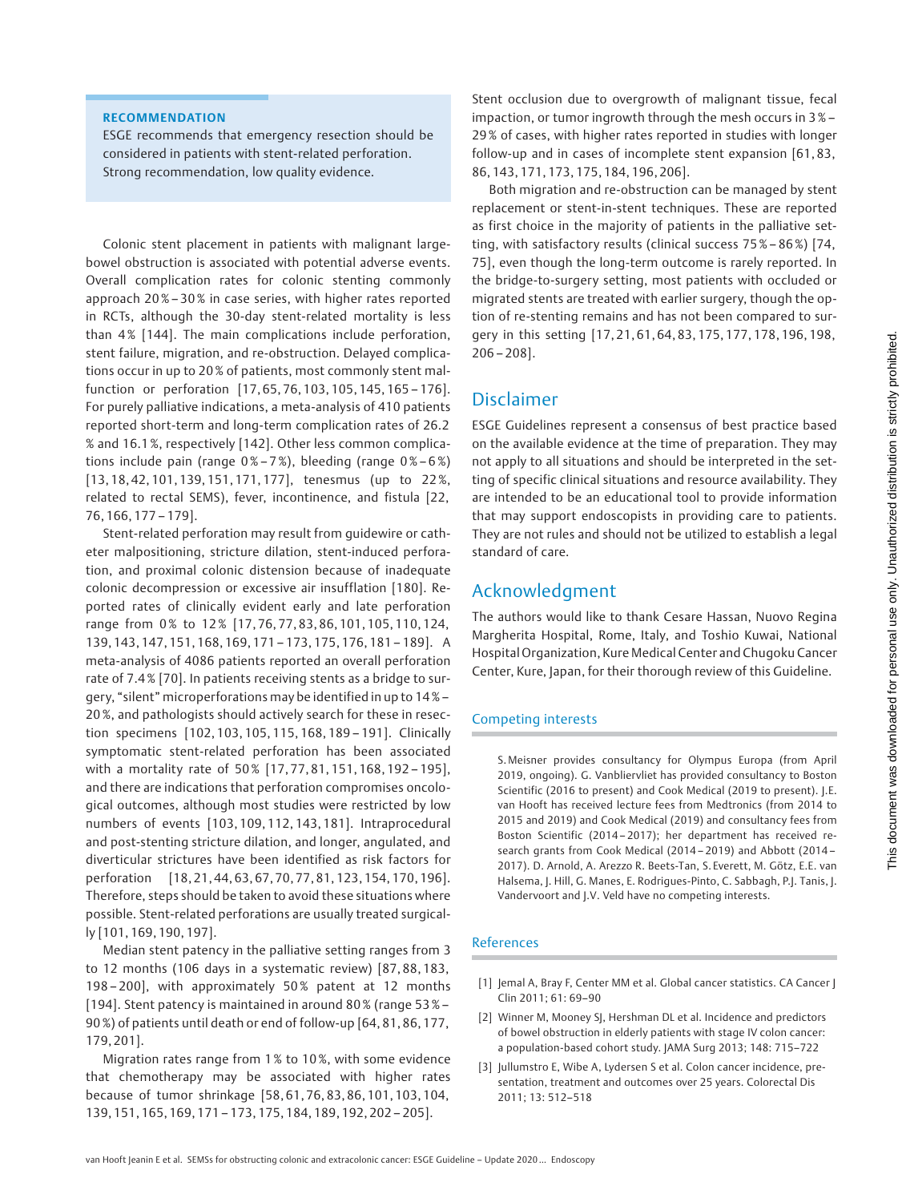**RECOMMENDATION**

ESGE recommends that emergency resection should be considered in patients with stent-related perforation.
Strong recommendation, low quality evidence.

Colonic stent placement in patients with malignant large-bowel obstruction is associated with potential adverse events. Overall complication rates for colonic stenting commonly approach 20 % – 30 % in case series, with higher rates reported in RCTs, although the 30-day stent-related mortality is less than 4 % [144]. The main complications include perforation, stent failure, migration, and re-obstruction. Delayed complications occur in up to 20 % of patients, most commonly stent malfunction or perforation [17, 65, 76, 103, 105, 145, 165 – 176]. For purely palliative indications, a meta-analysis of 410 patients reported short-term and long-term complication rates of 26.2 % and 16.1 %, respectively [142]. Other less common complications include pain (range 0 % – 7 %), bleeding (range 0 % – 6 %) [13, 18, 42, 101, 139, 151, 171, 177], tenesmus (up to 22 %, related to rectal SEMS), fever, incontinence, and fistula [22, 76, 166, 177 – 179].

Stent-related perforation may result from guidewire or catheter malpositioning, stricture dilation, stent-induced perforation, and proximal colonic distension because of inadequate colonic decompression or excessive air insufflation [180]. Reported rates of clinically evident early and late perforation range from 0 % to 12 % [17, 76, 77, 83, 86, 101, 105, 110, 124, 139, 143, 147, 151, 168, 169, 171 – 173, 175, 176, 181 – 189]. A meta-analysis of 4086 patients reported an overall perforation rate of 7.4 % [70]. In patients receiving stents as a bridge to surgery, "silent" microperforations may be identified in up to 14 % – 20 %, and pathologists should actively search for these in resection specimens [102, 103, 105, 115, 168, 189 – 191]. Clinically symptomatic stent-related perforation has been associated with a mortality rate of 50 % [17, 77, 81, 151, 168, 192 – 195], and there are indications that perforation compromises oncological outcomes, although most studies were restricted by low numbers of events [103, 109, 112, 143, 181]. Intraprocedural and post-stenting stricture dilation, and longer, angulated, and diverticular strictures have been identified as risk factors for perforation [18, 21, 44, 63, 67, 70, 77, 81, 123, 154, 170, 196]. Therefore, steps should be taken to avoid these situations where possible. Stent-related perforations are usually treated surgically [101, 169, 190, 197].

Median stent patency in the palliative setting ranges from 3 to 12 months (106 days in a systematic review) [87, 88, 183, 198 – 200], with approximately 50 % patent at 12 months [194]. Stent patency is maintained in around 80 % (range 53 % – 90 %) of patients until death or end of follow-up [64, 81, 86, 177, 179, 201].

Migration rates range from 1 % to 10 %, with some evidence that chemotherapy may be associated with higher rates because of tumor shrinkage [58, 61, 76, 83, 86, 101, 103, 104, 139, 151, 165, 169, 171 – 173, 175, 184, 189, 192, 202 – 205].

Stent occlusion due to overgrowth of malignant tissue, fecal impaction, or tumor ingrowth through the mesh occurs in 3 % – 29 % of cases, with higher rates reported in studies with longer follow-up and in cases of incomplete stent expansion [61, 83, 86, 143, 171, 173, 175, 184, 196, 206].

Both migration and re-obstruction can be managed by stent replacement or stent-in-stent techniques. These are reported as first choice in the majority of patients in the palliative setting, with satisfactory results (clinical success 75 % – 86 %) [74, 75], even though the long-term outcome is rarely reported. In the bridge-to-surgery setting, most patients with occluded or migrated stents are treated with earlier surgery, though the option of re-stenting remains and has not been compared to surgery in this setting [17, 21, 61, 64, 83, 175, 177, 178, 196, 198, 206 – 208].

## Disclaimer

ESGE Guidelines represent a consensus of best practice based on the available evidence at the time of preparation. They may not apply to all situations and should be interpreted in the setting of specific clinical situations and resource availability. They are intended to be an educational tool to provide information that may support endoscopists in providing care to patients. They are not rules and should not be utilized to establish a legal standard of care.

## Acknowledgment

The authors would like to thank Cesare Hassan, Nuovo Regina Margherita Hospital, Rome, Italy, and Toshio Kuwai, National Hospital Organization, Kure Medical Center and Chugoku Cancer Center, Kure, Japan, for their thorough review of this Guideline.

### Competing interests

S. Meisner provides consultancy for Olympus Europa (from April 2019, ongoing). G. Vanbliervliet has provided consultancy to Boston Scientific (2016 to present) and Cook Medical (2019 to present). J.E. van Hooft has received lecture fees from Medtronics (from 2014 to 2015 and 2019) and Cook Medical (2019) and consultancy fees from Boston Scientific (2014 – 2017); her department has received research grants from Cook Medical (2014 – 2019) and Abbott (2014 – 2017). D. Arnold, A. Arezzo R. Beets-Tan, S. Everett, M. Götz, E.E. van Halsema, J. Hill, G. Manes, E. Rodrigues-Pinto, C. Sabbagh, P.J. Tanis, J. Vandervoort and J.V. Veld have no competing interests.

### References

[1] Jemal A, Bray F, Center MM et al. Global cancer statistics. CA Cancer J Clin 2011; 61: 69–90

[2] Winner M, Mooney SJ, Hershman DL et al. Incidence and predictors of bowel obstruction in elderly patients with stage IV colon cancer: a population-based cohort study. JAMA Surg 2013; 148: 715–722

[3] Jullumstro E, Wibe A, Lydersen S et al. Colon cancer incidence, presentation, treatment and outcomes over 25 years. Colorectal Dis 2011; 13: 512–518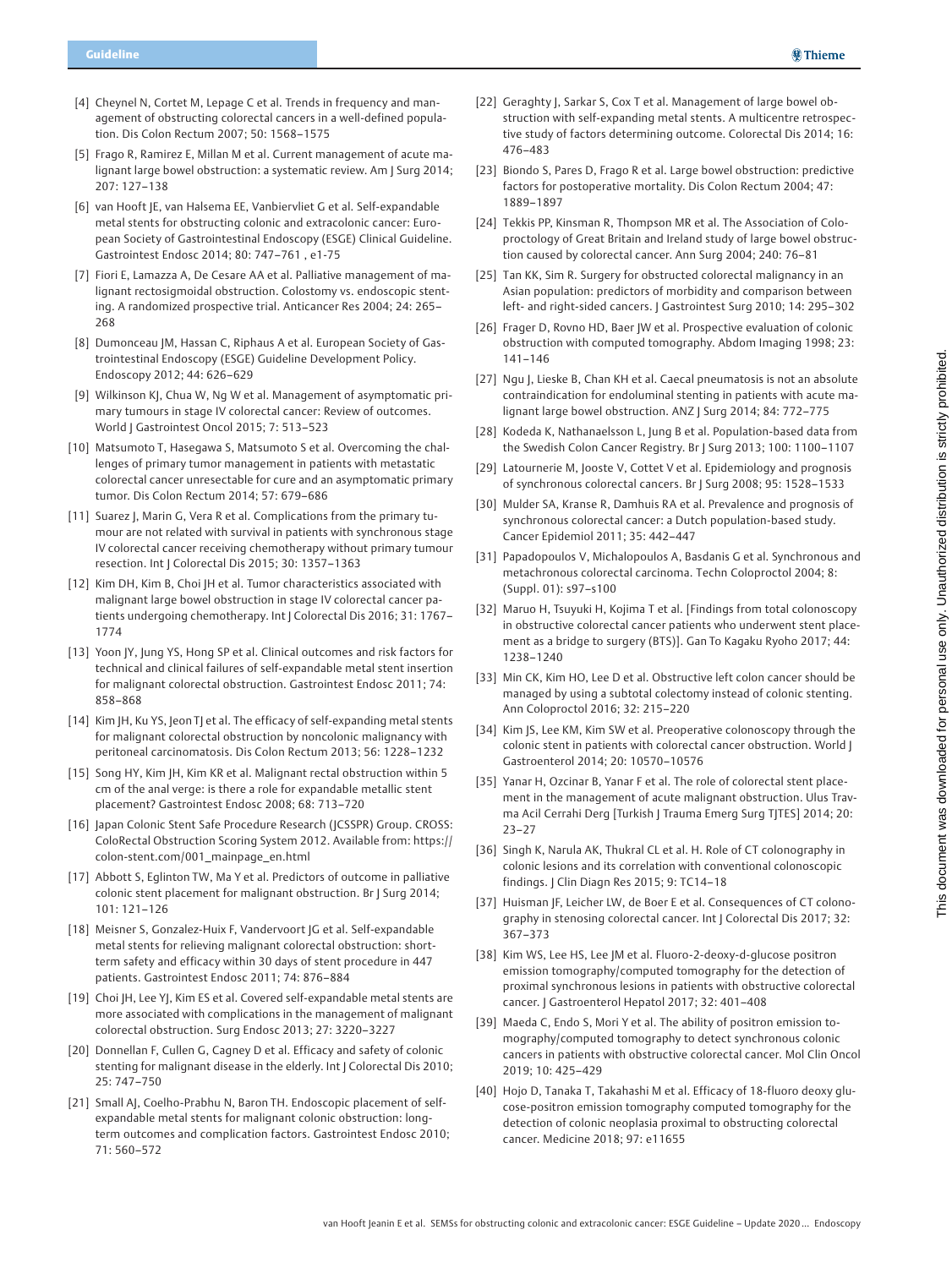[4] Cheynel N, Cortet M, Lepage C et al. Trends in frequency and management of obstructing colorectal cancers in a well-defined population. Dis Colon Rectum 2007; 50: 1568–1575

[5] Frago R, Ramirez E, Millan M et al. Current management of acute malignant large bowel obstruction: a systematic review. Am J Surg 2014; 207: 127–138

[6] van Hooft JE, van Halsema EE, Vanbiervliet G et al. Self-expandable metal stents for obstructing colonic and extracolonic cancer: European Society of Gastrointestinal Endoscopy (ESGE) Clinical Guideline. Gastrointest Endosc 2014; 80: 747–761 , e1-75

[7] Fiori E, Lamazza A, De Cesare AA et al. Palliative management of malignant rectosigmoidal obstruction. Colostomy vs. endoscopic stenting. A randomized prospective trial. Anticancer Res 2004; 24: 265–268

[8] Dumonceau JM, Hassan C, Riphaus A et al. European Society of Gastrointestinal Endoscopy (ESGE) Guideline Development Policy. Endoscopy 2012; 44: 626–629

[9] Wilkinson KJ, Chua W, Ng W et al. Management of asymptomatic primary tumours in stage IV colorectal cancer: Review of outcomes. World J Gastrointest Oncol 2015; 7: 513–523

[10] Matsumoto T, Hasegawa S, Matsumoto S et al. Overcoming the challenges of primary tumor management in patients with metastatic colorectal cancer unresectable for cure and an asymptomatic primary tumor. Dis Colon Rectum 2014; 57: 679–686

[11] Suarez J, Marin G, Vera R et al. Complications from the primary tumour are not related with survival in patients with synchronous stage IV colorectal cancer receiving chemotherapy without primary tumour resection. Int J Colorectal Dis 2015; 30: 1357–1363

[12] Kim DH, Kim B, Choi JH et al. Tumor characteristics associated with malignant large bowel obstruction in stage IV colorectal cancer patients undergoing chemotherapy. Int J Colorectal Dis 2016; 31: 1767–1774

[13] Yoon JY, Jung YS, Hong SP et al. Clinical outcomes and risk factors for technical and clinical failures of self-expandable metal stent insertion for malignant colorectal obstruction. Gastrointest Endosc 2011; 74: 858–868

[14] Kim JH, Ku YS, Jeon TJ et al. The efficacy of self-expanding metal stents for malignant colorectal obstruction by noncolonic malignancy with peritoneal carcinomatosis. Dis Colon Rectum 2013; 56: 1228–1232

[15] Song HY, Kim JH, Kim KR et al. Malignant rectal obstruction within 5 cm of the anal verge: is there a role for expandable metallic stent placement? Gastrointest Endosc 2008; 68: 713–720

[16] Japan Colonic Stent Safe Procedure Research (JCSSPR) Group. CROSS: ColoRectal Obstruction Scoring System 2012. Available from: https://colon-stent.com/001_mainpage_en.html

[17] Abbott S, Eglinton TW, Ma Y et al. Predictors of outcome in palliative colonic stent placement for malignant obstruction. Br J Surg 2014; 101: 121–126

[18] Meisner S, Gonzalez-Huix F, Vandervoort JG et al. Self-expandable metal stents for relieving malignant colorectal obstruction: short-term safety and efficacy within 30 days of stent procedure in 447 patients. Gastrointest Endosc 2011; 74: 876–884

[19] Choi JH, Lee YJ, Kim ES et al. Covered self-expandable metal stents are more associated with complications in the management of malignant colorectal obstruction. Surg Endosc 2013; 27: 3220–3227

[20] Donnellan F, Cullen G, Cagney D et al. Efficacy and safety of colonic stenting for malignant disease in the elderly. Int J Colorectal Dis 2010; 25: 747–750

[21] Small AJ, Coelho-Prabhu N, Baron TH. Endoscopic placement of self-expandable metal stents for malignant colonic obstruction: long-term outcomes and complication factors. Gastrointest Endosc 2010; 71: 560–572

[22] Geraghty J, Sarkar S, Cox T et al. Management of large bowel obstruction with self-expanding metal stents. A multicentre retrospective study of factors determining outcome. Colorectal Dis 2014; 16: 476–483

[23] Biondo S, Pares D, Frago R et al. Large bowel obstruction: predictive factors for postoperative mortality. Dis Colon Rectum 2004; 47: 1889–1897

[24] Tekkis PP, Kinsman R, Thompson MR et al. The Association of Coloproctology of Great Britain and Ireland study of large bowel obstruction caused by colorectal cancer. Ann Surg 2004; 240: 76–81

[25] Tan KK, Sim R. Surgery for obstructed colorectal malignancy in an Asian population: predictors of morbidity and comparison between left- and right-sided cancers. J Gastrointest Surg 2010; 14: 295–302

[26] Frager D, Rovno HD, Baer JW et al. Prospective evaluation of colonic obstruction with computed tomography. Abdom Imaging 1998; 23: 141–146

[27] Ngu J, Lieske B, Chan KH et al. Caecal pneumatosis is not an absolute contraindication for endoluminal stenting in patients with acute malignant large bowel obstruction. ANZ J Surg 2014; 84: 772–775

[28] Kodeda K, Nathanaelsson L, Jung B et al. Population-based data from the Swedish Colon Cancer Registry. Br J Surg 2013; 100: 1100–1107

[29] Latournerie M, Jooste V, Cottet V et al. Epidemiology and prognosis of synchronous colorectal cancers. Br J Surg 2008; 95: 1528–1533

[30] Mulder SA, Kranse R, Damhuis RA et al. Prevalence and prognosis of synchronous colorectal cancer: a Dutch population-based study. Cancer Epidemiol 2011; 35: 442–447

[31] Papadopoulos V, Michalopoulos A, Basdanis G et al. Synchronous and metachronous colorectal carcinoma. Techn Coloproctol 2004; 8: (Suppl. 01): s97–s100

[32] Maruo H, Tsuyuki H, Kojima T et al. [Findings from total colonoscopy in obstructive colorectal cancer patients who underwent stent placement as a bridge to surgery (BTS)]. Gan To Kagaku Ryoho 2017; 44: 1238–1240

[33] Min CK, Kim HO, Lee D et al. Obstructive left colon cancer should be managed by using a subtotal colectomy instead of colonic stenting. Ann Coloproctol 2016; 32: 215–220

[34] Kim JS, Lee KM, Kim SW et al. Preoperative colonoscopy through the colonic stent in patients with colorectal cancer obstruction. World J Gastroenterol 2014; 20: 10570–10576

[35] Yanar H, Ozcinar B, Yanar F et al. The role of colorectal stent placement in the management of acute malignant obstruction. Ulus Travma Acil Cerrahi Derg [Turkish J Trauma Emerg Surg TJTES] 2014; 20: 23–27

[36] Singh K, Narula AK, Thukral CL et al. H. Role of CT colonography in colonic lesions and its correlation with conventional colonoscopic findings. J Clin Diagn Res 2015; 9: TC14–18

[37] Huisman JF, Leicher LW, de Boer E et al. Consequences of CT colonography in stenosing colorectal cancer. Int J Colorectal Dis 2017; 32: 367–373

[38] Kim WS, Lee HS, Lee JM et al. Fluoro-2-deoxy-d-glucose positron emission tomography/computed tomography for the detection of proximal synchronous lesions in patients with obstructive colorectal cancer. J Gastroenterol Hepatol 2017; 32: 401–408

[39] Maeda C, Endo S, Mori Y et al. The ability of positron emission tomography/computed tomography to detect synchronous colonic cancers in patients with obstructive colorectal cancer. Mol Clin Oncol 2019; 10: 425–429

[40] Hojo D, Tanaka T, Takahashi M et al. Efficacy of 18-fluoro deoxy glucose-positron emission tomography computed tomography for the detection of colonic neoplasia proximal to obstructing colorectal cancer. Medicine 2018; 97: e11655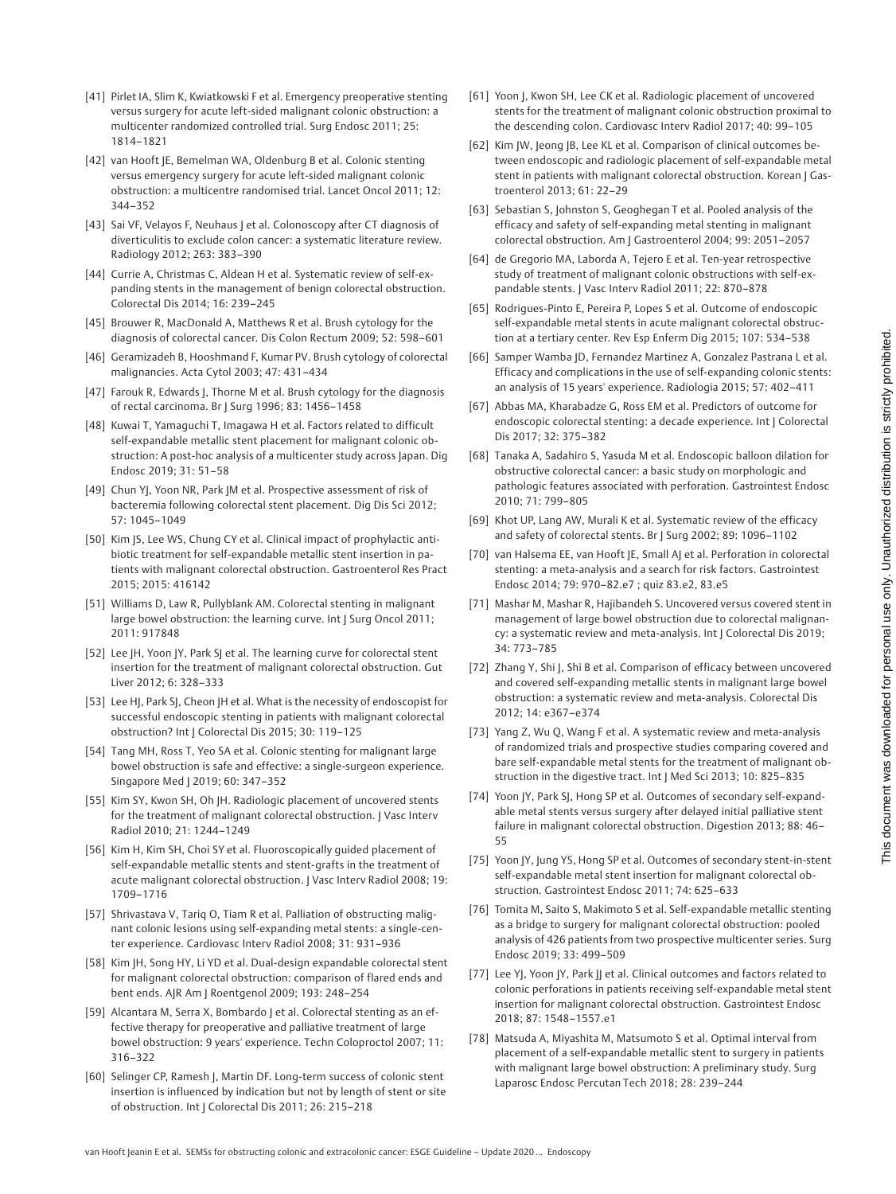[41] Pirlet IA, Slim K, Kwiatkowski F et al. Emergency preoperative stenting versus surgery for acute left-sided malignant colonic obstruction: a multicenter randomized controlled trial. Surg Endosc 2011; 25: 1814–1821

[42] van Hooft JE, Bemelman WA, Oldenburg B et al. Colonic stenting versus emergency surgery for acute left-sided malignant colonic obstruction: a multicentre randomised trial. Lancet Oncol 2011; 12: 344–352

[43] Sai VF, Velayos F, Neuhaus J et al. Colonoscopy after CT diagnosis of diverticulitis to exclude colon cancer: a systematic literature review. Radiology 2012; 263: 383–390

[44] Currie A, Christmas C, Aldean H et al. Systematic review of self-expanding stents in the management of benign colorectal obstruction. Colorectal Dis 2014; 16: 239–245

[45] Brouwer R, MacDonald A, Matthews R et al. Brush cytology for the diagnosis of colorectal cancer. Dis Colon Rectum 2009; 52: 598–601

[46] Geramizadeh B, Hooshmand F, Kumar PV. Brush cytology of colorectal malignancies. Acta Cytol 2003; 47: 431–434

[47] Farouk R, Edwards J, Thorne M et al. Brush cytology for the diagnosis of rectal carcinoma. Br J Surg 1996; 83: 1456–1458

[48] Kuwai T, Yamaguchi T, Imagawa H et al. Factors related to difficult self-expandable metallic stent placement for malignant colonic obstruction: A post-hoc analysis of a multicenter study across Japan. Dig Endosc 2019; 31: 51–58

[49] Chun YJ, Yoon NR, Park JM et al. Prospective assessment of risk of bacteremia following colorectal stent placement. Dig Dis Sci 2012; 57: 1045–1049

[50] Kim JS, Lee WS, Chung CY et al. Clinical impact of prophylactic antibiotic treatment for self-expandable metallic stent insertion in patients with malignant colorectal obstruction. Gastroenterol Res Pract 2015; 2015: 416142

[51] Williams D, Law R, Pullyblank AM. Colorectal stenting in malignant large bowel obstruction: the learning curve. Int J Surg Oncol 2011; 2011: 917848

[52] Lee JH, Yoon JY, Park SJ et al. The learning curve for colorectal stent insertion for the treatment of malignant colorectal obstruction. Gut Liver 2012; 6: 328–333

[53] Lee HJ, Park SJ, Cheon JH et al. What is the necessity of endoscopist for successful endoscopic stenting in patients with malignant colorectal obstruction? Int J Colorectal Dis 2015; 30: 119–125

[54] Tang MH, Ross T, Yeo SA et al. Colonic stenting for malignant large bowel obstruction is safe and effective: a single-surgeon experience. Singapore Med J 2019; 60: 347–352

[55] Kim SY, Kwon SH, Oh JH. Radiologic placement of uncovered stents for the treatment of malignant colorectal obstruction. J Vasc Interv Radiol 2010; 21: 1244–1249

[56] Kim H, Kim SH, Choi SY et al. Fluoroscopically guided placement of self-expandable metallic stents and stent-grafts in the treatment of acute malignant colorectal obstruction. J Vasc Interv Radiol 2008; 19: 1709–1716

[57] Shrivastava V, Tariq O, Tiam R et al. Palliation of obstructing malignant colonic lesions using self-expanding metal stents: a single-center experience. Cardiovasc Interv Radiol 2008; 31: 931–936

[58] Kim JH, Song HY, Li YD et al. Dual-design expandable colorectal stent for malignant colorectal obstruction: comparison of flared ends and bent ends. AJR Am J Roentgenol 2009; 193: 248–254

[59] Alcantara M, Serra X, Bombardo J et al. Colorectal stenting as an effective therapy for preoperative and palliative treatment of large bowel obstruction: 9 years' experience. Techn Coloproctol 2007; 11: 316–322

[60] Selinger CP, Ramesh J, Martin DF. Long-term success of colonic stent insertion is influenced by indication but not by length of stent or site of obstruction. Int J Colorectal Dis 2011; 26: 215–218

[61] Yoon J, Kwon SH, Lee CK et al. Radiologic placement of uncovered stents for the treatment of malignant colonic obstruction proximal to the descending colon. Cardiovasc Interv Radiol 2017; 40: 99–105

[62] Kim JW, Jeong JB, Lee KL et al. Comparison of clinical outcomes between endoscopic and radiologic placement of self-expandable metal stent in patients with malignant colorectal obstruction. Korean J Gastroenterol 2013; 61: 22–29

[63] Sebastian S, Johnston S, Geoghegan T et al. Pooled analysis of the efficacy and safety of self-expanding metal stenting in malignant colorectal obstruction. Am J Gastroenterol 2004; 99: 2051–2057

[64] de Gregorio MA, Laborda A, Tejero E et al. Ten-year retrospective study of treatment of malignant colonic obstructions with self-expandable stents. J Vasc Interv Radiol 2011; 22: 870–878

[65] Rodrigues-Pinto E, Pereira P, Lopes S et al. Outcome of endoscopic self-expandable metal stents in acute malignant colorectal obstruction at a tertiary center. Rev Esp Enferm Dig 2015; 107: 534–538

[66] Samper Wamba JD, Fernandez Martinez A, Gonzalez Pastrana L et al. Efficacy and complications in the use of self-expanding colonic stents: an analysis of 15 years' experience. Radiologia 2015; 57: 402–411

[67] Abbas MA, Kharabadze G, Ross EM et al. Predictors of outcome for endoscopic colorectal stenting: a decade experience. Int J Colorectal Dis 2017; 32: 375–382

[68] Tanaka A, Sadahiro S, Yasuda M et al. Endoscopic balloon dilation for obstructive colorectal cancer: a basic study on morphologic and pathologic features associated with perforation. Gastrointest Endosc 2010; 71: 799–805

[69] Khot UP, Lang AW, Murali K et al. Systematic review of the efficacy and safety of colorectal stents. Br J Surg 2002; 89: 1096–1102

[70] van Halsema EE, van Hooft JE, Small AJ et al. Perforation in colorectal stenting: a meta-analysis and a search for risk factors. Gastrointest Endosc 2014; 79: 970–82.e7 ; quiz 83.e2, 83.e5

[71] Mashar M, Mashar R, Hajibandeh S. Uncovered versus covered stent in management of large bowel obstruction due to colorectal malignancy: a systematic review and meta-analysis. Int J Colorectal Dis 2019; 34: 773–785

[72] Zhang Y, Shi J, Shi B et al. Comparison of efficacy between uncovered and covered self-expanding metallic stents in malignant large bowel obstruction: a systematic review and meta-analysis. Colorectal Dis 2012; 14: e367–e374

[73] Yang Z, Wu Q, Wang F et al. A systematic review and meta-analysis of randomized trials and prospective studies comparing covered and bare self-expandable metal stents for the treatment of malignant obstruction in the digestive tract. Int J Med Sci 2013; 10: 825–835

[74] Yoon JY, Park SJ, Hong SP et al. Outcomes of secondary self-expandable metal stents versus surgery after delayed initial palliative stent failure in malignant colorectal obstruction. Digestion 2013; 88: 46–55

[75] Yoon JY, Jung YS, Hong SP et al. Outcomes of secondary stent-in-stent self-expandable metal stent insertion for malignant colorectal obstruction. Gastrointest Endosc 2011; 74: 625–633

[76] Tomita M, Saito S, Makimoto S et al. Self-expandable metallic stenting as a bridge to surgery for malignant colorectal obstruction: pooled analysis of 426 patients from two prospective multicenter series. Surg Endosc 2019; 33: 499–509

[77] Lee YJ, Yoon JY, Park JJ et al. Clinical outcomes and factors related to colonic perforations in patients receiving self-expandable metal stent insertion for malignant colorectal obstruction. Gastrointest Endosc 2018; 87: 1548–1557.e1

[78] Matsuda A, Miyashita M, Matsumoto S et al. Optimal interval from placement of a self-expandable metallic stent to surgery in patients with malignant large bowel obstruction: A preliminary study. Surg Laparosc Endosc Percutan Tech 2018; 28: 239–244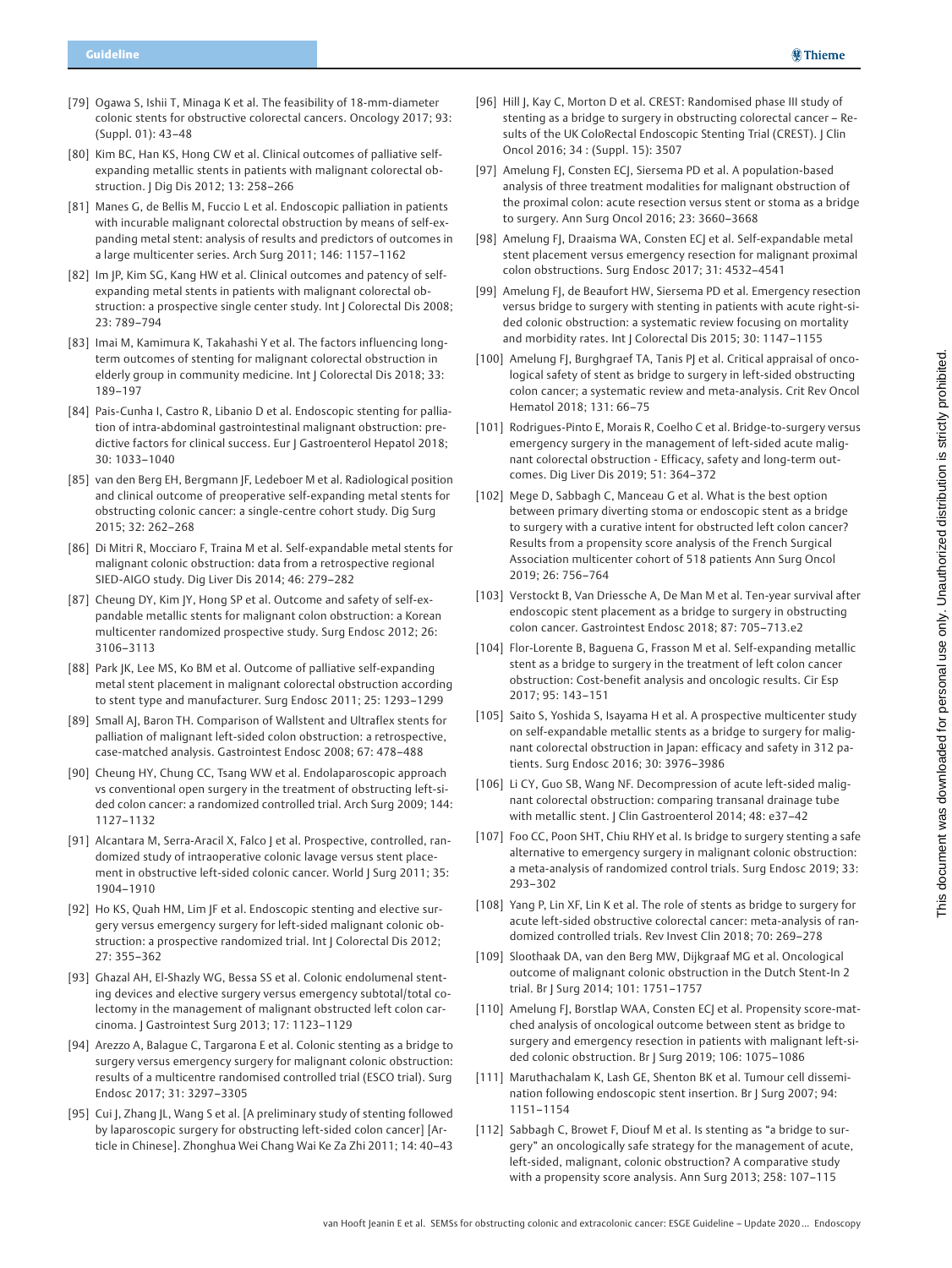[79] Ogawa S, Ishii T, Minaga K et al. The feasibility of 18-mm-diameter colonic stents for obstructive colorectal cancers. Oncology 2017; 93: (Suppl. 01): 43–48

[80] Kim BC, Han KS, Hong CW et al. Clinical outcomes of palliative self-expanding metallic stents in patients with malignant colorectal obstruction. J Dig Dis 2012; 13: 258–266

[81] Manes G, de Bellis M, Fuccio L et al. Endoscopic palliation in patients with incurable malignant colorectal obstruction by means of self-expanding metal stent: analysis of results and predictors of outcomes in a large multicenter series. Arch Surg 2011; 146: 1157–1162

[82] Im JP, Kim SG, Kang HW et al. Clinical outcomes and patency of self-expanding metal stents in patients with malignant colorectal obstruction: a prospective single center study. Int J Colorectal Dis 2008; 23: 789–794

[83] Imai M, Kamimura K, Takahashi Y et al. The factors influencing long-term outcomes of stenting for malignant colorectal obstruction in elderly group in community medicine. Int J Colorectal Dis 2018; 33: 189–197

[84] Pais-Cunha I, Castro R, Libanio D et al. Endoscopic stenting for palliation of intra-abdominal gastrointestinal malignant obstruction: predictive factors for clinical success. Eur J Gastroenterol Hepatol 2018; 30: 1033–1040

[85] van den Berg EH, Bergmann JF, Ledeboer M et al. Radiological position and clinical outcome of preoperative self-expanding metal stents for obstructing colonic cancer: a single-centre cohort study. Dig Surg 2015; 32: 262–268

[86] Di Mitri R, Mocciaro F, Traina M et al. Self-expandable metal stents for malignant colonic obstruction: data from a retrospective regional SIED-AIGO study. Dig Liver Dis 2014; 46: 279–282

[87] Cheung DY, Kim JY, Hong SP et al. Outcome and safety of self-expandable metallic stents for malignant colon obstruction: a Korean multicenter randomized prospective study. Surg Endosc 2012; 26: 3106–3113

[88] Park JK, Lee MS, Ko BM et al. Outcome of palliative self-expanding metal stent placement in malignant colorectal obstruction according to stent type and manufacturer. Surg Endosc 2011; 25: 1293–1299

[89] Small AJ, Baron TH. Comparison of Wallstent and Ultraflex stents for palliation of malignant left-sided colon obstruction: a retrospective, case-matched analysis. Gastrointest Endosc 2008; 67: 478–488

[90] Cheung HY, Chung CC, Tsang WW et al. Endolaparoscopic approach vs conventional open surgery in the treatment of obstructing left-sided colon cancer: a randomized controlled trial. Arch Surg 2009; 144: 1127–1132

[91] Alcantara M, Serra-Aracil X, Falco J et al. Prospective, controlled, randomized study of intraoperative colonic lavage versus stent placement in obstructive left-sided colonic cancer. World J Surg 2011; 35: 1904–1910

[92] Ho KS, Quah HM, Lim JF et al. Endoscopic stenting and elective surgery versus emergency surgery for left-sided malignant colonic obstruction: a prospective randomized trial. Int J Colorectal Dis 2012; 27: 355–362

[93] Ghazal AH, El-Shazly WG, Bessa SS et al. Colonic endolumenal stenting devices and elective surgery versus emergency subtotal/total colectomy in the management of malignant obstructed left colon carcinoma. J Gastrointest Surg 2013; 17: 1123–1129

[94] Arezzo A, Balague C, Targarona E et al. Colonic stenting as a bridge to surgery versus emergency surgery for malignant colonic obstruction: results of a multicentre randomised controlled trial (ESCO trial). Surg Endosc 2017; 31: 3297–3305

[95] Cui J, Zhang JL, Wang S et al. [A preliminary study of stenting followed by laparoscopic surgery for obstructing left-sided colon cancer] [Article in Chinese]. Zhonghua Wei Chang Wai Ke Za Zhi 2011; 14: 40–43

[96] Hill J, Kay C, Morton D et al. CREST: Randomised phase III study of stenting as a bridge to surgery in obstructing colorectal cancer – Results of the UK ColoRectal Endoscopic Stenting Trial (CREST). J Clin Oncol 2016; 34 : (Suppl. 15): 3507

[97] Amelung FJ, Consten ECJ, Siersema PD et al. A population-based analysis of three treatment modalities for malignant obstruction of the proximal colon: acute resection versus stent or stoma as a bridge to surgery. Ann Surg Oncol 2016; 23: 3660–3668

[98] Amelung FJ, Draaisma WA, Consten ECJ et al. Self-expandable metal stent placement versus emergency resection for malignant proximal colon obstructions. Surg Endosc 2017; 31: 4532–4541

[99] Amelung FJ, de Beaufort HW, Siersema PD et al. Emergency resection versus bridge to surgery with stenting in patients with acute right-sided colonic obstruction: a systematic review focusing on mortality and morbidity rates. Int J Colorectal Dis 2015; 30: 1147–1155

[100] Amelung FJ, Burghgraef TA, Tanis PJ et al. Critical appraisal of oncological safety of stent as bridge to surgery in left-sided obstructing colon cancer; a systematic review and meta-analysis. Crit Rev Oncol Hematol 2018; 131: 66–75

[101] Rodrigues-Pinto E, Morais R, Coelho C et al. Bridge-to-surgery versus emergency surgery in the management of left-sided acute malignant colorectal obstruction - Efficacy, safety and long-term outcomes. Dig Liver Dis 2019; 51: 364–372

[102] Mege D, Sabbagh C, Manceau G et al. What is the best option between primary diverting stoma or endoscopic stent as a bridge to surgery with a curative intent for obstructed left colon cancer? Results from a propensity score analysis of the French Surgical Association multicenter cohort of 518 patients Ann Surg Oncol 2019; 26: 756–764

[103] Verstockt B, Van Driessche A, De Man M et al. Ten-year survival after endoscopic stent placement as a bridge to surgery in obstructing colon cancer. Gastrointest Endosc 2018; 87: 705–713.e2

[104] Flor-Lorente B, Baguena G, Frasson M et al. Self-expanding metallic stent as a bridge to surgery in the treatment of left colon cancer obstruction: Cost-benefit analysis and oncologic results. Cir Esp 2017; 95: 143–151

[105] Saito S, Yoshida S, Isayama H et al. A prospective multicenter study on self-expandable metallic stents as a bridge to surgery for malignant colorectal obstruction in Japan: efficacy and safety in 312 patients. Surg Endosc 2016; 30: 3976–3986

[106] Li CY, Guo SB, Wang NF. Decompression of acute left-sided malignant colorectal obstruction: comparing transanal drainage tube with metallic stent. J Clin Gastroenterol 2014; 48: e37–42

[107] Foo CC, Poon SHT, Chiu RHY et al. Is bridge to surgery stenting a safe alternative to emergency surgery in malignant colonic obstruction: a meta-analysis of randomized control trials. Surg Endosc 2019; 33: 293–302

[108] Yang P, Lin XF, Lin K et al. The role of stents as bridge to surgery for acute left-sided obstructive colorectal cancer: meta-analysis of randomized controlled trials. Rev Invest Clin 2018; 70: 269–278

[109] Sloothaak DA, van den Berg MW, Dijkgraaf MG et al. Oncological outcome of malignant colonic obstruction in the Dutch Stent-In 2 trial. Br J Surg 2014; 101: 1751–1757

[110] Amelung FJ, Borstlap WAA, Consten ECJ et al. Propensity score-matched analysis of oncological outcome between stent as bridge to surgery and emergency resection in patients with malignant left-sided colonic obstruction. Br J Surg 2019; 106: 1075–1086

[111] Maruthachalam K, Lash GE, Shenton BK et al. Tumour cell dissemination following endoscopic stent insertion. Br J Surg 2007; 94: 1151–1154

[112] Sabbagh C, Browet F, Diouf M et al. Is stenting as "a bridge to surgery" an oncologically safe strategy for the management of acute, left-sided, malignant, colonic obstruction? A comparative study with a propensity score analysis. Ann Surg 2013; 258: 107–115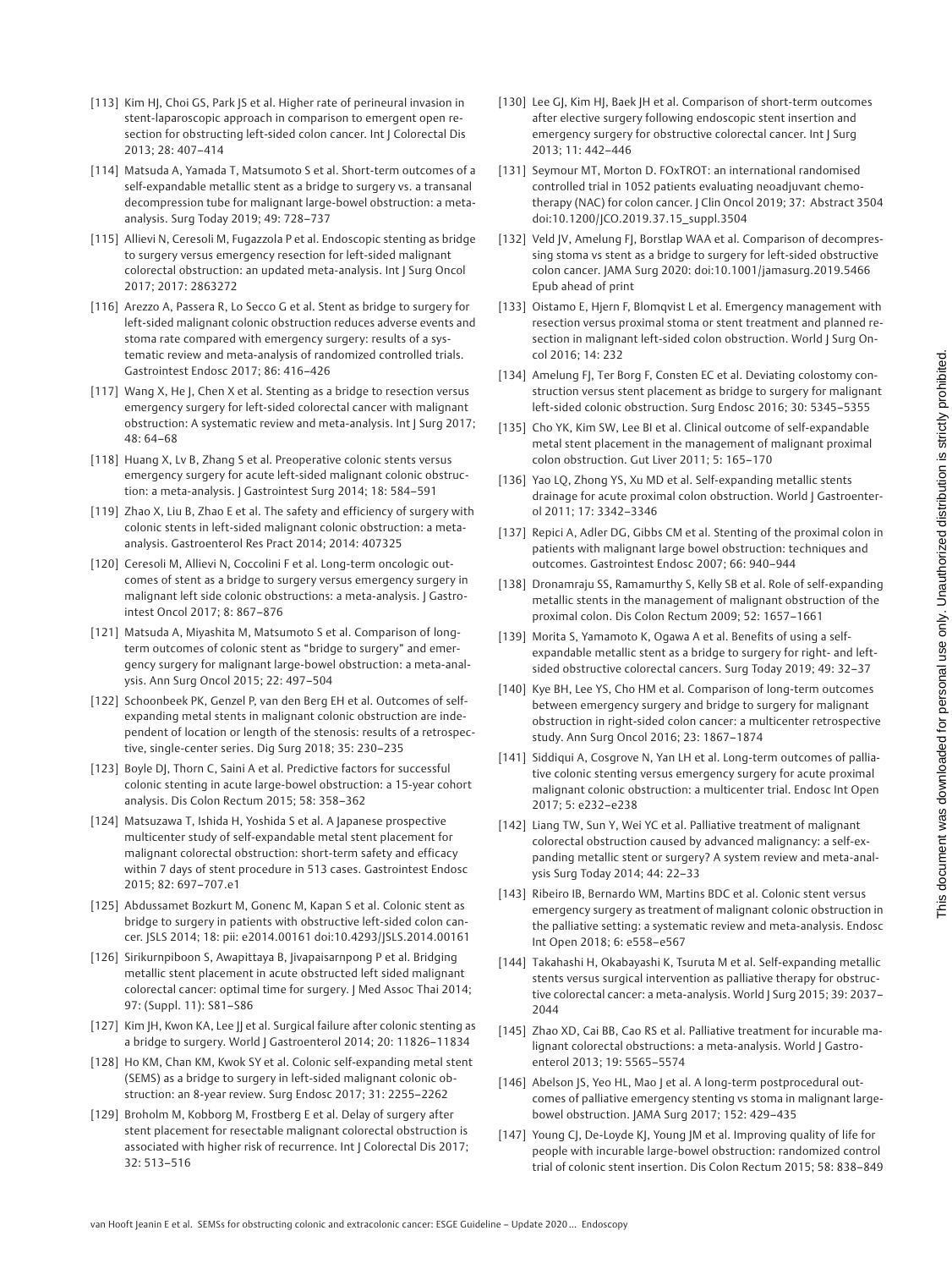[113] Kim HJ, Choi GS, Park JS et al. Higher rate of perineural invasion in stent-laparoscopic approach in comparison to emergent open resection for obstructing left-sided colon cancer. Int J Colorectal Dis 2013; 28: 407–414

[114] Matsuda A, Yamada T, Matsumoto S et al. Short-term outcomes of a self-expandable metallic stent as a bridge to surgery vs. a transanal decompression tube for malignant large-bowel obstruction: a meta-analysis. Surg Today 2019; 49: 728–737

[115] Allievi N, Ceresoli M, Fugazzola P et al. Endoscopic stenting as bridge to surgery versus emergency resection for left-sided malignant colorectal obstruction: an updated meta-analysis. Int J Surg Oncol 2017; 2017: 2863272

[116] Arezzo A, Passera R, Lo Secco G et al. Stent as bridge to surgery for left-sided malignant colonic obstruction reduces adverse events and stoma rate compared with emergency surgery: results of a systematic review and meta-analysis of randomized controlled trials. Gastrointest Endosc 2017; 86: 416–426

[117] Wang X, He J, Chen X et al. Stenting as a bridge to resection versus emergency surgery for left-sided colorectal cancer with malignant obstruction: A systematic review and meta-analysis. Int J Surg 2017; 48: 64–68

[118] Huang X, Lv B, Zhang S et al. Preoperative colonic stents versus emergency surgery for acute left-sided malignant colonic obstruction: a meta-analysis. J Gastrointest Surg 2014; 18: 584–591

[119] Zhao X, Liu B, Zhao E et al. The safety and efficiency of surgery with colonic stents in left-sided malignant colonic obstruction: a meta-analysis. Gastroenterol Res Pract 2014; 2014: 407325

[120] Ceresoli M, Allievi N, Coccolini F et al. Long-term oncologic outcomes of stent as a bridge to surgery versus emergency surgery in malignant left side colonic obstructions: a meta-analysis. J Gastrointest Oncol 2017; 8: 867–876

[121] Matsuda A, Miyashita M, Matsumoto S et al. Comparison of long-term outcomes of colonic stent as "bridge to surgery" and emergency surgery for malignant large-bowel obstruction: a meta-analysis. Ann Surg Oncol 2015; 22: 497–504

[122] Schoonbeek PK, Genzel P, van den Berg EH et al. Outcomes of self-expanding metal stents in malignant colonic obstruction are independent of location or length of the stenosis: results of a retrospective, single-center series. Dig Surg 2018; 35: 230–235

[123] Boyle DJ, Thorn C, Saini A et al. Predictive factors for successful colonic stenting in acute large-bowel obstruction: a 15-year cohort analysis. Dis Colon Rectum 2015; 58: 358–362

[124] Matsuzawa T, Ishida H, Yoshida S et al. A Japanese prospective multicenter study of self-expandable metal stent placement for malignant colorectal obstruction: short-term safety and efficacy within 7 days of stent procedure in 513 cases. Gastrointest Endosc 2015; 82: 697–707.e1

[125] Abdussamet Bozkurt M, Gonenc M, Kapan S et al. Colonic stent as bridge to surgery in patients with obstructive left-sided colon cancer. JSLS 2014; 18: pii: e2014.00161 doi:10.4293/JSLS.2014.00161

[126] Sirikurnpiboon S, Awapittaya B, Jivapaisarnpong P et al. Bridging metallic stent placement in acute obstructed left sided malignant colorectal cancer: optimal time for surgery. J Med Assoc Thai 2014; 97: (Suppl. 11): S81–S86

[127] Kim JH, Kwon KA, Lee JJ et al. Surgical failure after colonic stenting as a bridge to surgery. World J Gastroenterol 2014; 20: 11826–11834

[128] Ho KM, Chan KM, Kwok SY et al. Colonic self-expanding metal stent (SEMS) as a bridge to surgery in left-sided malignant colonic obstruction: an 8-year review. Surg Endosc 2017; 31: 2255–2262

[129] Broholm M, Kobborg M, Frostberg E et al. Delay of surgery after stent placement for resectable malignant colorectal obstruction is associated with higher risk of recurrence. Int J Colorectal Dis 2017; 32: 513–516

[130] Lee GJ, Kim HJ, Baek JH et al. Comparison of short-term outcomes after elective surgery following endoscopic stent insertion and emergency surgery for obstructive colorectal cancer. Int J Surg 2013; 11: 442–446

[131] Seymour MT, Morton D. FOxTROT: an international randomised controlled trial in 1052 patients evaluating neoadjuvant chemotherapy (NAC) for colon cancer. J Clin Oncol 2019; 37: Abstract 3504 doi:10.1200/JCO.2019.37.15_suppl.3504

[132] Veld JV, Amelung FJ, Borstlap WAA et al. Comparison of decompressing stoma vs stent as a bridge to surgery for left-sided obstructive colon cancer. JAMA Surg 2020: doi:10.1001/jamasurg.2019.5466 Epub ahead of print

[133] Oistamo E, Hjern F, Blomqvist L et al. Emergency management with resection versus proximal stoma or stent treatment and planned resection in malignant left-sided colon obstruction. World J Surg Oncol 2016; 14: 232

[134] Amelung FJ, Ter Borg F, Consten EC et al. Deviating colostomy construction versus stent placement as bridge to surgery for malignant left-sided colonic obstruction. Surg Endosc 2016; 30: 5345–5355

[135] Cho YK, Kim SW, Lee BI et al. Clinical outcome of self-expandable metal stent placement in the management of malignant proximal colon obstruction. Gut Liver 2011; 5: 165–170

[136] Yao LQ, Zhong YS, Xu MD et al. Self-expanding metallic stents drainage for acute proximal colon obstruction. World J Gastroenterol 2011; 17: 3342–3346

[137] Repici A, Adler DG, Gibbs CM et al. Stenting of the proximal colon in patients with malignant large bowel obstruction: techniques and outcomes. Gastrointest Endosc 2007; 66: 940–944

[138] Dronamraju SS, Ramamurthy S, Kelly SB et al. Role of self-expanding metallic stents in the management of malignant obstruction of the proximal colon. Dis Colon Rectum 2009; 52: 1657–1661

[139] Morita S, Yamamoto K, Ogawa A et al. Benefits of using a self-expandable metallic stent as a bridge to surgery for right- and left-sided obstructive colorectal cancers. Surg Today 2019; 49: 32–37

[140] Kye BH, Lee YS, Cho HM et al. Comparison of long-term outcomes between emergency surgery and bridge to surgery for malignant obstruction in right-sided colon cancer: a multicenter retrospective study. Ann Surg Oncol 2016; 23: 1867–1874

[141] Siddiqui A, Cosgrove N, Yan LH et al. Long-term outcomes of palliative colonic stenting versus emergency surgery for acute proximal malignant colonic obstruction: a multicenter trial. Endosc Int Open 2017; 5: e232–e238

[142] Liang TW, Sun Y, Wei YC et al. Palliative treatment of malignant colorectal obstruction caused by advanced malignancy: a self-expanding metallic stent or surgery? A system review and meta-analysis Surg Today 2014; 44: 22–33

[143] Ribeiro IB, Bernardo WM, Martins BDC et al. Colonic stent versus emergency surgery as treatment of malignant colonic obstruction in the palliative setting: a systematic review and meta-analysis. Endosc Int Open 2018; 6: e558–e567

[144] Takahashi H, Okabayashi K, Tsuruta M et al. Self-expanding metallic stents versus surgical intervention as palliative therapy for obstructive colorectal cancer: a meta-analysis. World J Surg 2015; 39: 2037–2044

[145] Zhao XD, Cai BB, Cao RS et al. Palliative treatment for incurable malignant colorectal obstructions: a meta-analysis. World J Gastroenterol 2013; 19: 5565–5574

[146] Abelson JS, Yeo HL, Mao J et al. A long-term postprocedural outcomes of palliative emergency stenting vs stoma in malignant large-bowel obstruction. JAMA Surg 2017; 152: 429–435

[147] Young CJ, De-Loyde KJ, Young JM et al. Improving quality of life for people with incurable large-bowel obstruction: randomized control trial of colonic stent insertion. Dis Colon Rectum 2015; 58: 838–849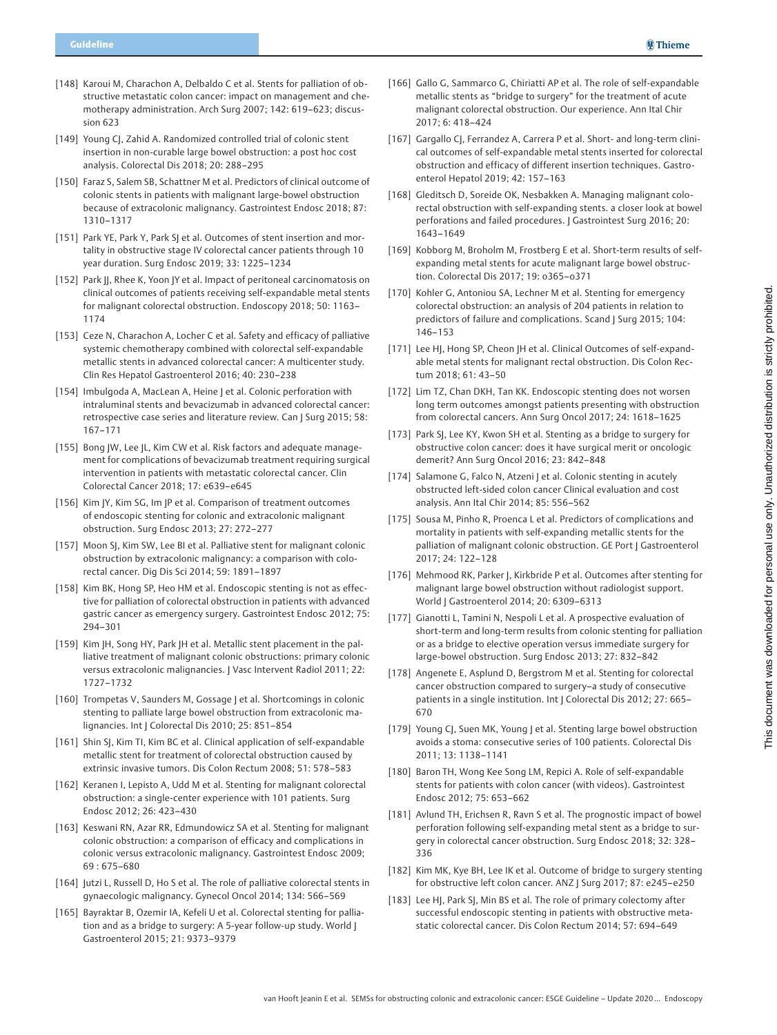[148] Karoui M, Charachon A, Delbaldo C et al. Stents for palliation of obstructive metastatic colon cancer: impact on management and chemotherapy administration. Arch Surg 2007; 142: 619–623; discussion 623

[149] Young CJ, Zahid A. Randomized controlled trial of colonic stent insertion in non-curable large bowel obstruction: a post hoc cost analysis. Colorectal Dis 2018; 20: 288–295

[150] Faraz S, Salem SB, Schattner M et al. Predictors of clinical outcome of colonic stents in patients with malignant large-bowel obstruction because of extracolonic malignancy. Gastrointest Endosc 2018; 87: 1310–1317

[151] Park YE, Park Y, Park SJ et al. Outcomes of stent insertion and mortality in obstructive stage IV colorectal cancer patients through 10 year duration. Surg Endosc 2019; 33: 1225–1234

[152] Park JJ, Rhee K, Yoon JY et al. Impact of peritoneal carcinomatosis on clinical outcomes of patients receiving self-expandable metal stents for malignant colorectal obstruction. Endoscopy 2018; 50: 1163–1174

[153] Ceze N, Charachon A, Locher C et al. Safety and efficacy of palliative systemic chemotherapy combined with colorectal self-expandable metallic stents in advanced colorectal cancer: A multicenter study. Clin Res Hepatol Gastroenterol 2016; 40: 230–238

[154] Imbulgoda A, MacLean A, Heine J et al. Colonic perforation with intraluminal stents and bevacizumab in advanced colorectal cancer: retrospective case series and literature review. Can J Surg 2015; 58: 167–171

[155] Bong JW, Lee JL, Kim CW et al. Risk factors and adequate management for complications of bevacizumab treatment requiring surgical intervention in patients with metastatic colorectal cancer. Clin Colorectal Cancer 2018; 17: e639–e645

[156] Kim JY, Kim SG, Im JP et al. Comparison of treatment outcomes of endoscopic stenting for colonic and extracolonic malignant obstruction. Surg Endosc 2013; 27: 272–277

[157] Moon SJ, Kim SW, Lee BI et al. Palliative stent for malignant colonic obstruction by extracolonic malignancy: a comparison with colorectal cancer. Dig Dis Sci 2014; 59: 1891–1897

[158] Kim BK, Hong SP, Heo HM et al. Endoscopic stenting is not as effective for palliation of colorectal obstruction in patients with advanced gastric cancer as emergency surgery. Gastrointest Endosc 2012; 75: 294–301

[159] Kim JH, Song HY, Park JH et al. Metallic stent placement in the palliative treatment of malignant colonic obstructions: primary colonic versus extracolonic malignancies. J Vasc Intervent Radiol 2011; 22: 1727–1732

[160] Trompetas V, Saunders M, Gossage J et al. Shortcomings in colonic stenting to palliate large bowel obstruction from extracolonic malignancies. Int J Colorectal Dis 2010; 25: 851–854

[161] Shin SJ, Kim TI, Kim BC et al. Clinical application of self-expandable metallic stent for treatment of colorectal obstruction caused by extrinsic invasive tumors. Dis Colon Rectum 2008; 51: 578–583

[162] Keranen I, Lepisto A, Udd M et al. Stenting for malignant colorectal obstruction: a single-center experience with 101 patients. Surg Endosc 2012; 26: 423–430

[163] Keswani RN, Azar RR, Edmundowicz SA et al. Stenting for malignant colonic obstruction: a comparison of efficacy and complications in colonic versus extracolonic malignancy. Gastrointest Endosc 2009; 69 : 675–680

[164] Jutzi L, Russell D, Ho S et al. The role of palliative colorectal stents in gynaecologic malignancy. Gynecol Oncol 2014; 134: 566–569

[165] Bayraktar B, Ozemir IA, Kefeli U et al. Colorectal stenting for palliation and as a bridge to surgery: A 5-year follow-up study. World J Gastroenterol 2015; 21: 9373–9379

[166] Gallo G, Sammarco G, Chiriatti AP et al. The role of self-expandable metallic stents as "bridge to surgery" for the treatment of acute malignant colorectal obstruction. Our experience. Ann Ital Chir 2017; 6: 418–424

[167] Gargallo CJ, Ferrandez A, Carrera P et al. Short- and long-term clinical outcomes of self-expandable metal stents inserted for colorectal obstruction and efficacy of different insertion techniques. Gastroenterol Hepatol 2019; 42: 157–163

[168] Gleditsch D, Soreide OK, Nesbakken A. Managing malignant colorectal obstruction with self-expanding stents. a closer look at bowel perforations and failed procedures. J Gastrointest Surg 2016; 20: 1643–1649

[169] Kobborg M, Broholm M, Frostberg E et al. Short-term results of self-expanding metal stents for acute malignant large bowel obstruction. Colorectal Dis 2017; 19: o365–o371

[170] Kohler G, Antoniou SA, Lechner M et al. Stenting for emergency colorectal obstruction: an analysis of 204 patients in relation to predictors of failure and complications. Scand J Surg 2015; 104: 146–153

[171] Lee HJ, Hong SP, Cheon JH et al. Clinical Outcomes of self-expandable metal stents for malignant rectal obstruction. Dis Colon Rectum 2018; 61: 43–50

[172] Lim TZ, Chan DKH, Tan KK. Endoscopic stenting does not worsen long term outcomes amongst patients presenting with obstruction from colorectal cancers. Ann Surg Oncol 2017; 24: 1618–1625

[173] Park SJ, Lee KY, Kwon SH et al. Stenting as a bridge to surgery for obstructive colon cancer: does it have surgical merit or oncologic demerit? Ann Surg Oncol 2016; 23: 842–848

[174] Salamone G, Falco N, Atzeni J et al. Colonic stenting in acutely obstructed left-sided colon cancer Clinical evaluation and cost analysis. Ann Ital Chir 2014; 85: 556–562

[175] Sousa M, Pinho R, Proenca L et al. Predictors of complications and mortality in patients with self-expanding metallic stents for the palliation of malignant colonic obstruction. GE Port J Gastroenterol 2017; 24: 122–128

[176] Mehmood RK, Parker J, Kirkbride P et al. Outcomes after stenting for malignant large bowel obstruction without radiologist support. World J Gastroenterol 2014; 20: 6309–6313

[177] Gianotti L, Tamini N, Nespoli L et al. A prospective evaluation of short-term and long-term results from colonic stenting for palliation or as a bridge to elective operation versus immediate surgery for large-bowel obstruction. Surg Endosc 2013; 27: 832–842

[178] Angenete E, Asplund D, Bergstrom M et al. Stenting for colorectal cancer obstruction compared to surgery–a study of consecutive patients in a single institution. Int J Colorectal Dis 2012; 27: 665–670

[179] Young CJ, Suen MK, Young J et al. Stenting large bowel obstruction avoids a stoma: consecutive series of 100 patients. Colorectal Dis 2011; 13: 1138–1141

[180] Baron TH, Wong Kee Song LM, Repici A. Role of self-expandable stents for patients with colon cancer (with videos). Gastrointest Endosc 2012; 75: 653–662

[181] Avlund TH, Erichsen R, Ravn S et al. The prognostic impact of bowel perforation following self-expanding metal stent as a bridge to surgery in colorectal cancer obstruction. Surg Endosc 2018; 32: 328–336

[182] Kim MK, Kye BH, Lee IK et al. Outcome of bridge to surgery stenting for obstructive left colon cancer. ANZ J Surg 2017; 87: e245–e250

[183] Lee HJ, Park SJ, Min BS et al. The role of primary colectomy after successful endoscopic stenting in patients with obstructive metastatic colorectal cancer. Dis Colon Rectum 2014; 57: 694–649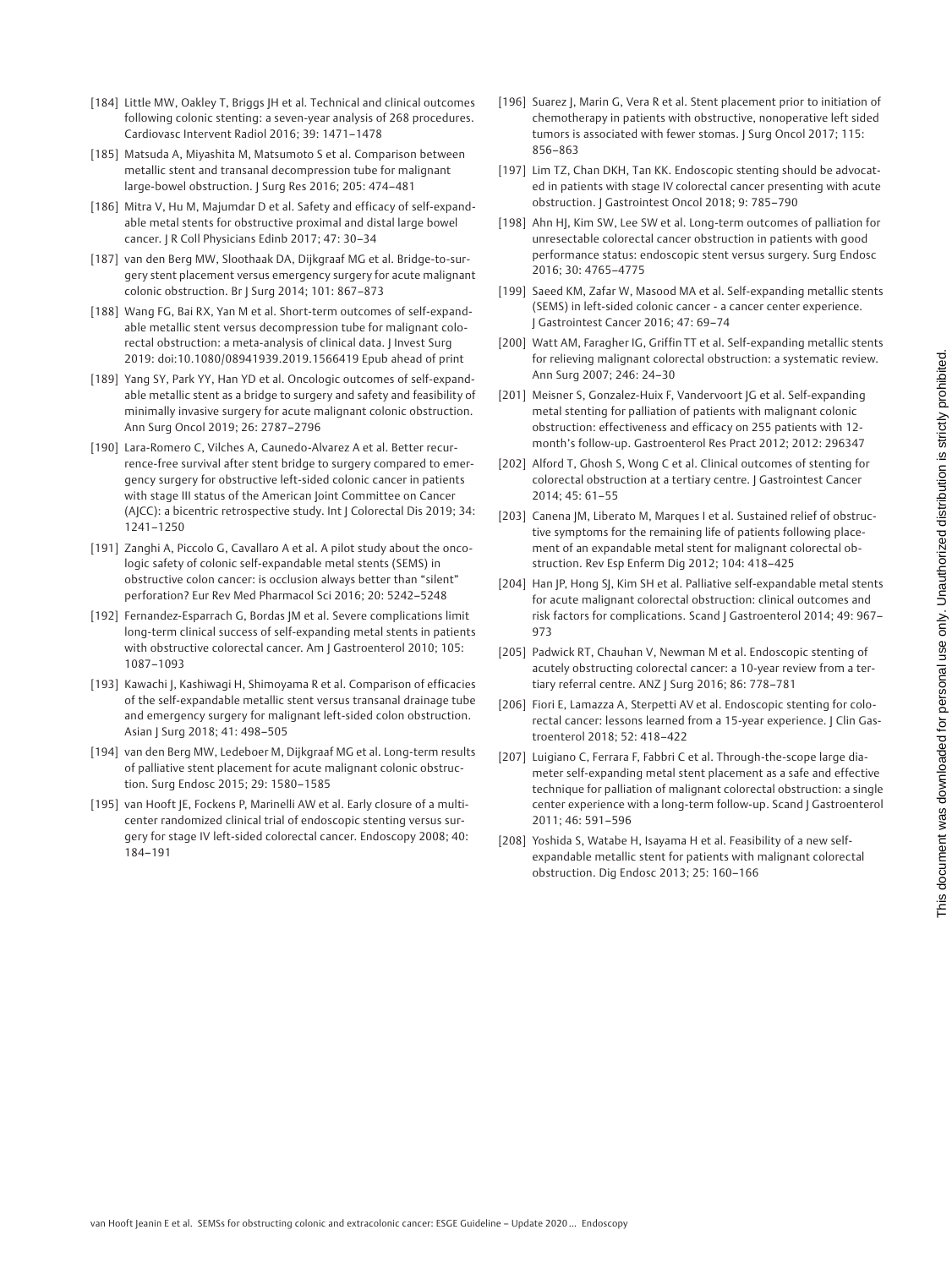[184] Little MW, Oakley T, Briggs JH et al. Technical and clinical outcomes following colonic stenting: a seven-year analysis of 268 procedures. Cardiovasc Intervent Radiol 2016; 39: 1471–1478

[185] Matsuda A, Miyashita M, Matsumoto S et al. Comparison between metallic stent and transanal decompression tube for malignant large-bowel obstruction. J Surg Res 2016; 205: 474–481

[186] Mitra V, Hu M, Majumdar D et al. Safety and efficacy of self-expandable metal stents for obstructive proximal and distal large bowel cancer. J R Coll Physicians Edinb 2017; 47: 30–34

[187] van den Berg MW, Sloothaak DA, Dijkgraaf MG et al. Bridge-to-surgery stent placement versus emergency surgery for acute malignant colonic obstruction. Br J Surg 2014; 101: 867–873

[188] Wang FG, Bai RX, Yan M et al. Short-term outcomes of self-expandable metallic stent versus decompression tube for malignant colorectal obstruction: a meta-analysis of clinical data. J Invest Surg 2019: doi:10.1080/08941939.2019.1566419 Epub ahead of print

[189] Yang SY, Park YY, Han YD et al. Oncologic outcomes of self-expandable metallic stent as a bridge to surgery and safety and feasibility of minimally invasive surgery for acute malignant colonic obstruction. Ann Surg Oncol 2019; 26: 2787–2796

[190] Lara-Romero C, Vilches A, Caunedo-Alvarez A et al. Better recurrence-free survival after stent bridge to surgery compared to emergency surgery for obstructive left-sided colonic cancer in patients with stage III status of the American Joint Committee on Cancer (AJCC): a bicentric retrospective study. Int J Colorectal Dis 2019; 34: 1241–1250

[191] Zanghi A, Piccolo G, Cavallaro A et al. A pilot study about the oncologic safety of colonic self-expandable metal stents (SEMS) in obstructive colon cancer: is occlusion always better than "silent" perforation? Eur Rev Med Pharmacol Sci 2016; 20: 5242–5248

[192] Fernandez-Esparrach G, Bordas JM et al. Severe complications limit long-term clinical success of self-expanding metal stents in patients with obstructive colorectal cancer. Am J Gastroenterol 2010; 105: 1087–1093

[193] Kawachi J, Kashiwagi H, Shimoyama R et al. Comparison of efficacies of the self-expandable metallic stent versus transanal drainage tube and emergency surgery for malignant left-sided colon obstruction. Asian J Surg 2018; 41: 498–505

[194] van den Berg MW, Ledeboer M, Dijkgraaf MG et al. Long-term results of palliative stent placement for acute malignant colonic obstruction. Surg Endosc 2015; 29: 1580–1585

[195] van Hooft JE, Fockens P, Marinelli AW et al. Early closure of a multicenter randomized clinical trial of endoscopic stenting versus surgery for stage IV left-sided colorectal cancer. Endoscopy 2008; 40: 184–191

[196] Suarez J, Marin G, Vera R et al. Stent placement prior to initiation of chemotherapy in patients with obstructive, nonoperative left sided tumors is associated with fewer stomas. J Surg Oncol 2017; 115: 856–863

[197] Lim TZ, Chan DKH, Tan KK. Endoscopic stenting should be advocated in patients with stage IV colorectal cancer presenting with acute obstruction. J Gastrointest Oncol 2018; 9: 785–790

[198] Ahn HJ, Kim SW, Lee SW et al. Long-term outcomes of palliation for unresectable colorectal cancer obstruction in patients with good performance status: endoscopic stent versus surgery. Surg Endosc 2016; 30: 4765–4775

[199] Saeed KM, Zafar W, Masood MA et al. Self-expanding metallic stents (SEMS) in left-sided colonic cancer - a cancer center experience. J Gastrointest Cancer 2016; 47: 69–74

[200] Watt AM, Faragher IG, Griffin TT et al. Self-expanding metallic stents for relieving malignant colorectal obstruction: a systematic review. Ann Surg 2007; 246: 24–30

[201] Meisner S, Gonzalez-Huix F, Vandervoort JG et al. Self-expanding metal stenting for palliation of patients with malignant colonic obstruction: effectiveness and efficacy on 255 patients with 12-month's follow-up. Gastroenterol Res Pract 2012; 2012: 296347

[202] Alford T, Ghosh S, Wong C et al. Clinical outcomes of stenting for colorectal obstruction at a tertiary centre. J Gastrointest Cancer 2014; 45: 61–55

[203] Canena JM, Liberato M, Marques I et al. Sustained relief of obstructive symptoms for the remaining life of patients following placement of an expandable metal stent for malignant colorectal obstruction. Rev Esp Enferm Dig 2012; 104: 418–425

[204] Han JP, Hong SJ, Kim SH et al. Palliative self-expandable metal stents for acute malignant colorectal obstruction: clinical outcomes and risk factors for complications. Scand J Gastroenterol 2014; 49: 967–973

[205] Padwick RT, Chauhan V, Newman M et al. Endoscopic stenting of acutely obstructing colorectal cancer: a 10-year review from a tertiary referral centre. ANZ J Surg 2016; 86: 778–781

[206] Fiori E, Lamazza A, Sterpetti AV et al. Endoscopic stenting for colorectal cancer: lessons learned from a 15-year experience. J Clin Gastroenterol 2018; 52: 418–422

[207] Luigiano C, Ferrara F, Fabbri C et al. Through-the-scope large diameter self-expanding metal stent placement as a safe and effective technique for palliation of malignant colorectal obstruction: a single center experience with a long-term follow-up. Scand J Gastroenterol 2011; 46: 591–596

[208] Yoshida S, Watabe H, Isayama H et al. Feasibility of a new self-expandable metallic stent for patients with malignant colorectal obstruction. Dig Endosc 2013; 25: 160–166